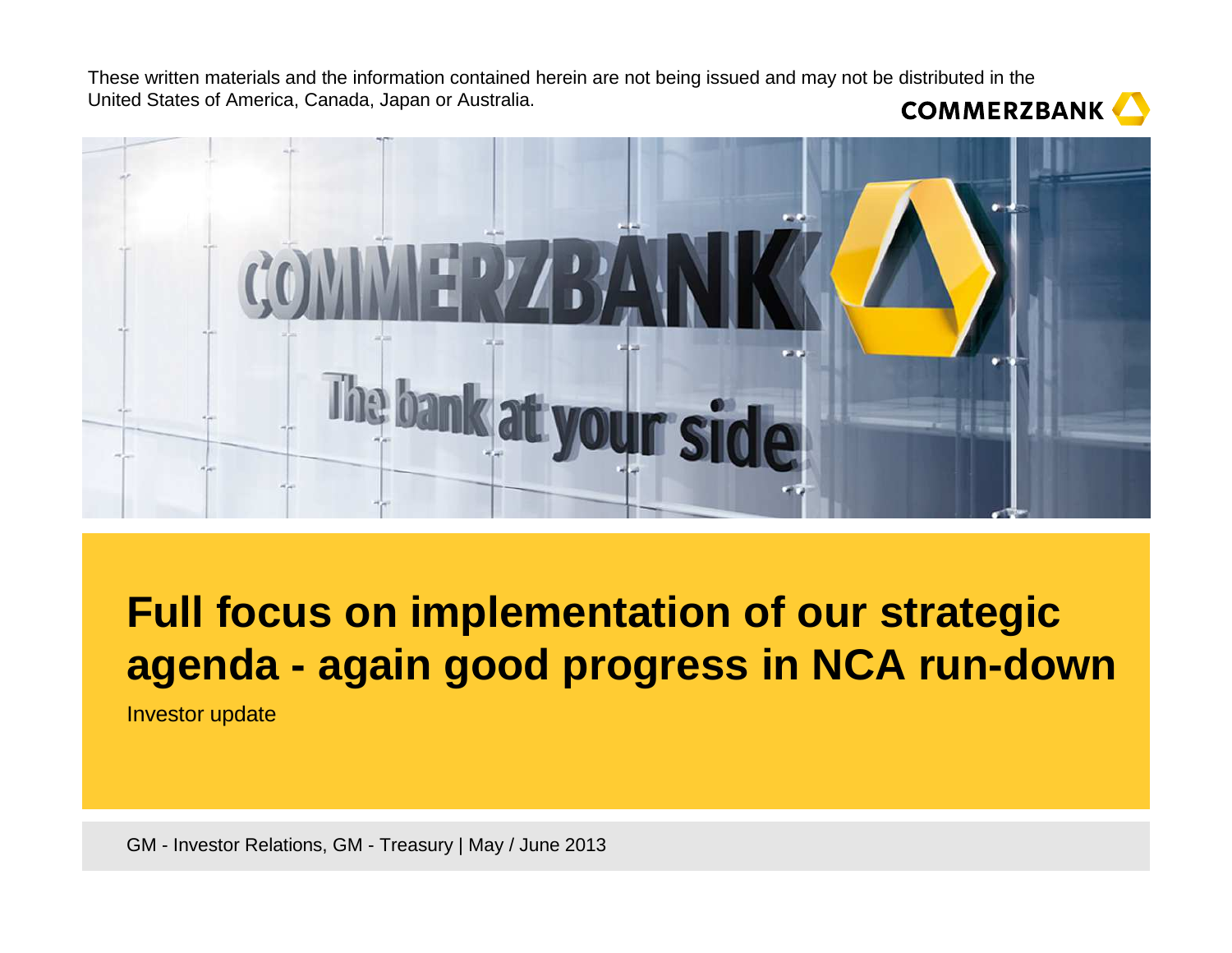These written materials and the information contained herein are not being issued and may not be distributed in the United States of America, Canada, Japan or Australia.

COMMERZBANK

# Full focus on implementation of our strategic agenda - again good progress in NCA run-down

Investor update

GM - Investor Relations, GM - Treasury | May / June 2013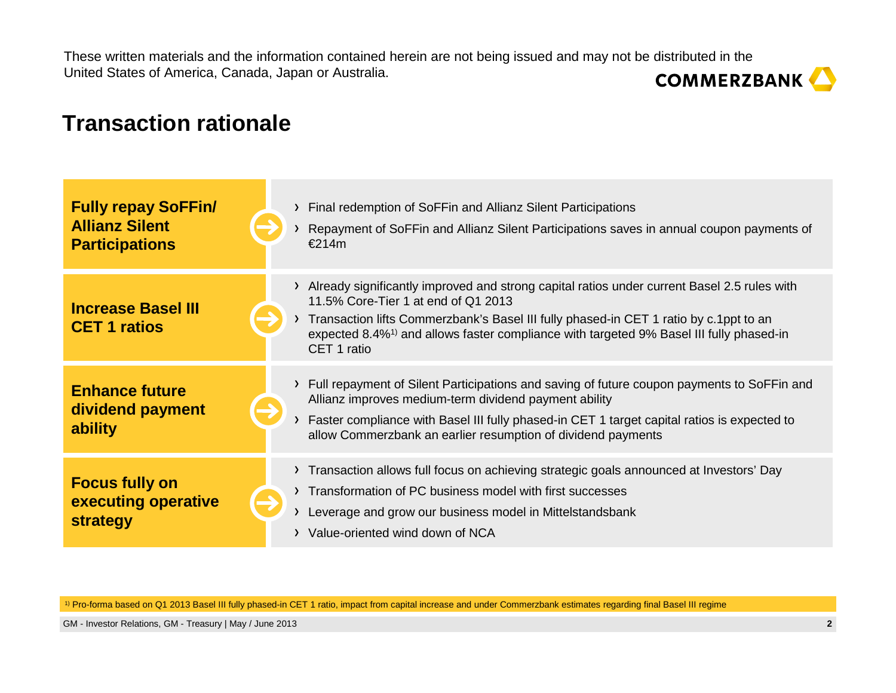These written materials and the information contained herein are not being issued and may not be distributed in the United States of America, Canada, Japan or Australia.

# Transaction rationale

## Fully repay SoFFin/ Allianz Silent Participations

- Final redemption of SoFFin and Allianz Silent Participations
- Repayment of SoFFin and Allianz Silent Participations saves in annual coupon payments of €214m

## Increase Basel III CET 1 ratios

- Already significantly improved and strong capital ratios under current Basel 2.5 rules with 11.5% Core-Tier 1 at end of Q1 2013
- Transaction lifts Commerzbank's Basel III fully phased-in CET 1 ratio by c.1ppt to an expected 8.4%[1)] and allows faster compliance with targeted 9% Basel III fully phased-in CET 1 ratio

## Enhance future dividend payment ability

- Full repayment of Silent Participations and saving of future coupon payments to SoFFin and Allianz improves medium-term dividend payment ability
- Faster compliance with Basel III fully phased-in CET 1 target capital ratios is expected to allow Commerzbank an earlier resumption of dividend payments

## Focus fully on executing operative strategy

- Transaction allows full focus on achieving strategic goals announced at Investors' Day
- Transformation of PC business model with first successes
- Leverage and grow our business model in Mittelstandsbank
- Value-oriented wind down of NCA

[1)] Pro-forma based on Q1 2013 Basel III fully phased-in CET 1 ratio, impact from capital increase and under Commerzbank estimates regarding final Basel III regime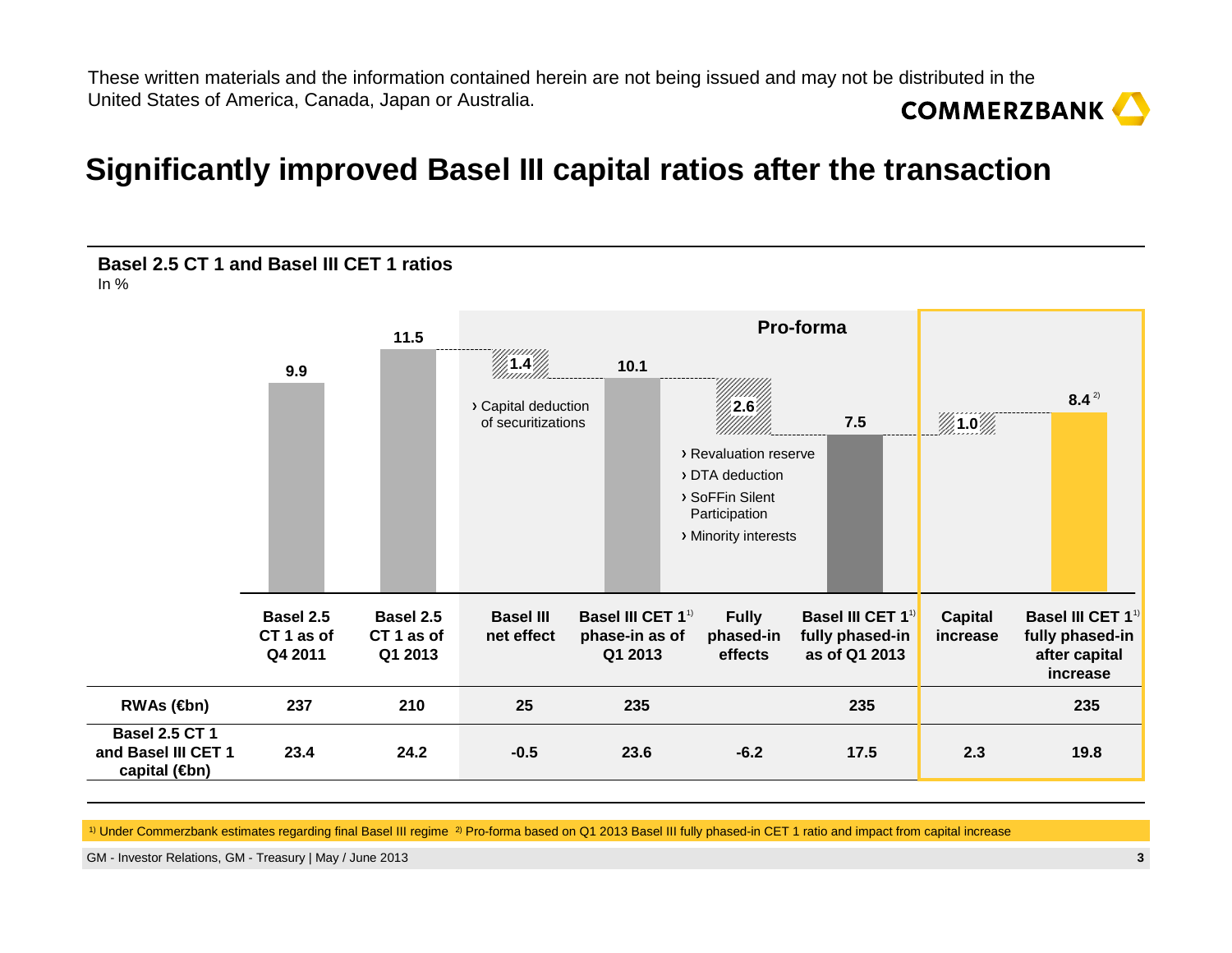These written materials and the information contained herein are not being issued and may not be distributed in the United States of America, Canada, Japan or Australia.

# Significantly improved Basel III capital ratios after the transaction

**Basel 2.5 CT 1 and Basel III CET 1 ratios**
In %

Pro-forma

| | Basel 2.5 CT 1 as of Q4 2011 | Basel 2.5 CT 1 as of Q1 2013 | Basel III net effect | Basel III CET 1[1] phase-in as of Q1 2013 | Fully phased-in effects | Basel III CET 1[1] fully phased-in as of Q1 2013 | Capital increase | Basel III CET 1[1] fully phased-in after capital increase |
|---|---|---|---|---|---|---|---|---|
| Ratio (%) | 9.9 | 11.5 | 1.4 | 10.1 | 2.6 | 7.5 | 1.0 | 8.4[2] |
| RWAs (€bn) | 237 | 210 | 25 | 235 | | 235 | | 235 |
| Basel 2.5 CT 1 and Basel III CET 1 capital (€bn) | 23.4 | 24.2 | -0.5 | 23.6 | -6.2 | 17.5 | 2.3 | 19.8 |

Basel III net effect:
- Capital deduction of securitizations

Fully phased-in effects:
- Revaluation reserve
- DTA deduction
- SoFFin Silent Participation
- Minority interests

[1] Under Commerzbank estimates regarding final Basel III regime [2] Pro-forma based on Q1 2013 Basel III fully phased-in CET 1 ratio and impact from capital increase

GM - Investor Relations, GM - Treasury | May / June 2013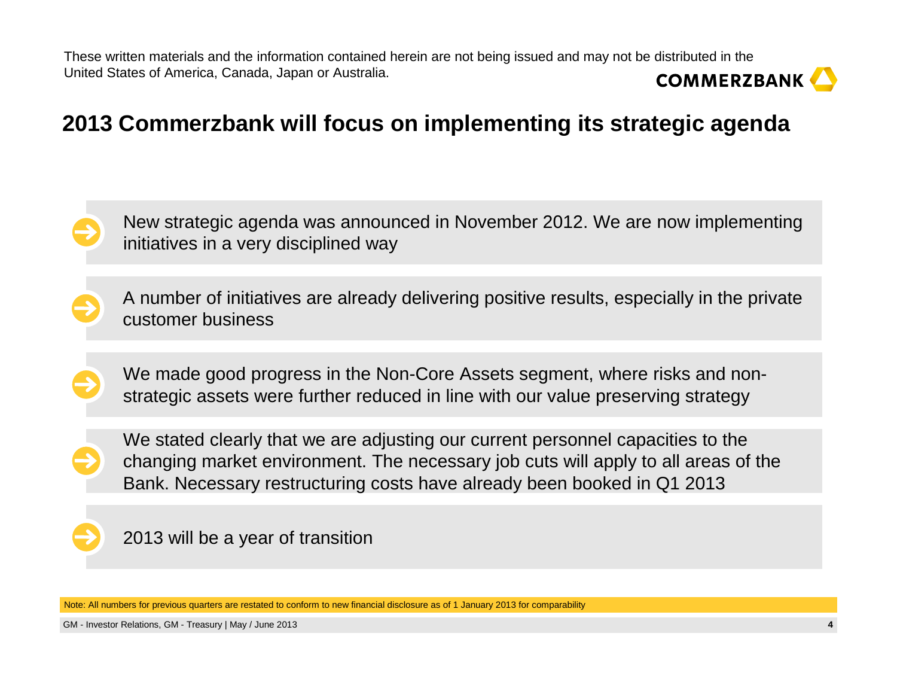These written materials and the information contained herein are not being issued and may not be distributed in the United States of America, Canada, Japan or Australia.

# 2013 Commerzbank will focus on implementing its strategic agenda

- New strategic agenda was announced in November 2012. We are now implementing initiatives in a very disciplined way
- A number of initiatives are already delivering positive results, especially in the private customer business
- We made good progress in the Non-Core Assets segment, where risks and non-strategic assets were further reduced in line with our value preserving strategy
- We stated clearly that we are adjusting our current personnel capacities to the changing market environment. The necessary job cuts will apply to all areas of the Bank. Necessary restructuring costs have already been booked in Q1 2013
- 2013 will be a year of transition

Note: All numbers for previous quarters are restated to conform to new financial disclosure as of 1 January 2013 for comparability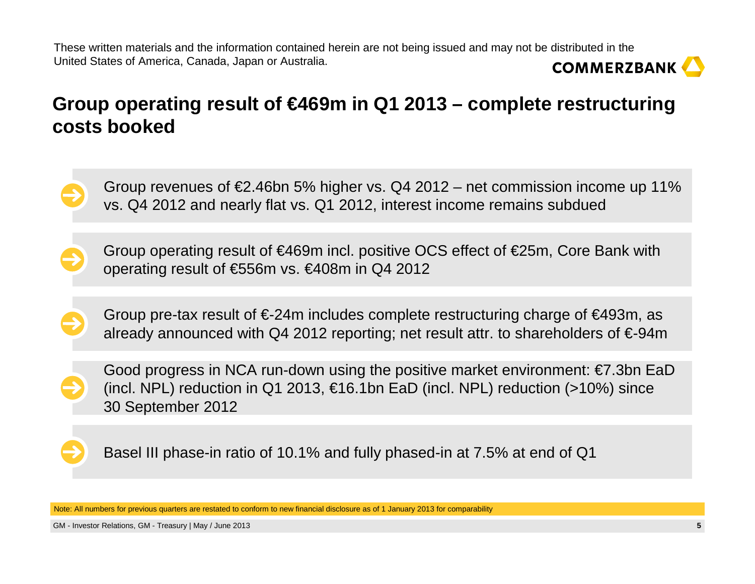These written materials and the information contained herein are not being issued and may not be distributed in the United States of America, Canada, Japan or Australia.

# Group operating result of €469m in Q1 2013 – complete restructuring costs booked

- Group revenues of €2.46bn 5% higher vs. Q4 2012 – net commission income up 11% vs. Q4 2012 and nearly flat vs. Q1 2012, interest income remains subdued
- Group operating result of €469m incl. positive OCS effect of €25m, Core Bank with operating result of €556m vs. €408m in Q4 2012
- Group pre-tax result of €-24m includes complete restructuring charge of €493m, as already announced with Q4 2012 reporting; net result attr. to shareholders of €-94m
- Good progress in NCA run-down using the positive market environment: €7.3bn EaD (incl. NPL) reduction in Q1 2013, €16.1bn EaD (incl. NPL) reduction (>10%) since 30 September 2012
- Basel III phase-in ratio of 10.1% and fully phased-in at 7.5% at end of Q1

Note: All numbers for previous quarters are restated to conform to new financial disclosure as of 1 January 2013 for comparability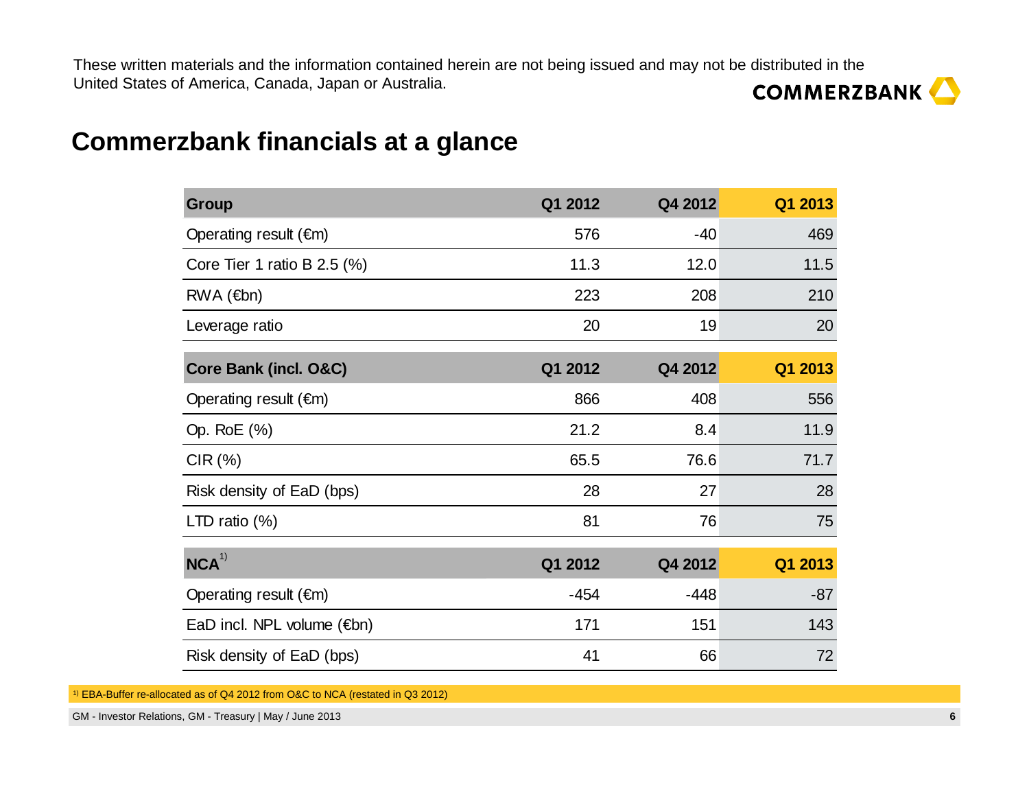These written materials and the information contained herein are not being issued and may not be distributed in the United States of America, Canada, Japan or Australia.

# Commerzbank financials at a glance

| Group | Q1 2012 | Q4 2012 | Q1 2013 |
|---|---|---|---|
| Operating result (€m) | 576 | -40 | 469 |
| Core Tier 1 ratio B 2.5 (%) | 11.3 | 12.0 | 11.5 |
| RWA (€bn) | 223 | 208 | 210 |
| Leverage ratio | 20 | 19 | 20 |
| **Core Bank (incl. O&C)** | **Q1 2012** | **Q4 2012** | **Q1 2013** |
| Operating result (€m) | 866 | 408 | 556 |
| Op. RoE (%) | 21.2 | 8.4 | 11.9 |
| CIR (%) | 65.5 | 76.6 | 71.7 |
| Risk density of EaD (bps) | 28 | 27 | 28 |
| LTD ratio (%) | 81 | 76 | 75 |
| **NCA[1)]** | **Q1 2012** | **Q4 2012** | **Q1 2013** |
| Operating result (€m) | -454 | -448 | -87 |
| EaD incl. NPL volume (€bn) | 171 | 151 | 143 |
| Risk density of EaD (bps) | 41 | 66 | 72 |

[1)] EBA-Buffer re-allocated as of Q4 2012 from O&C to NCA (restated in Q3 2012)

GM - Investor Relations, GM - Treasury | May / June 2013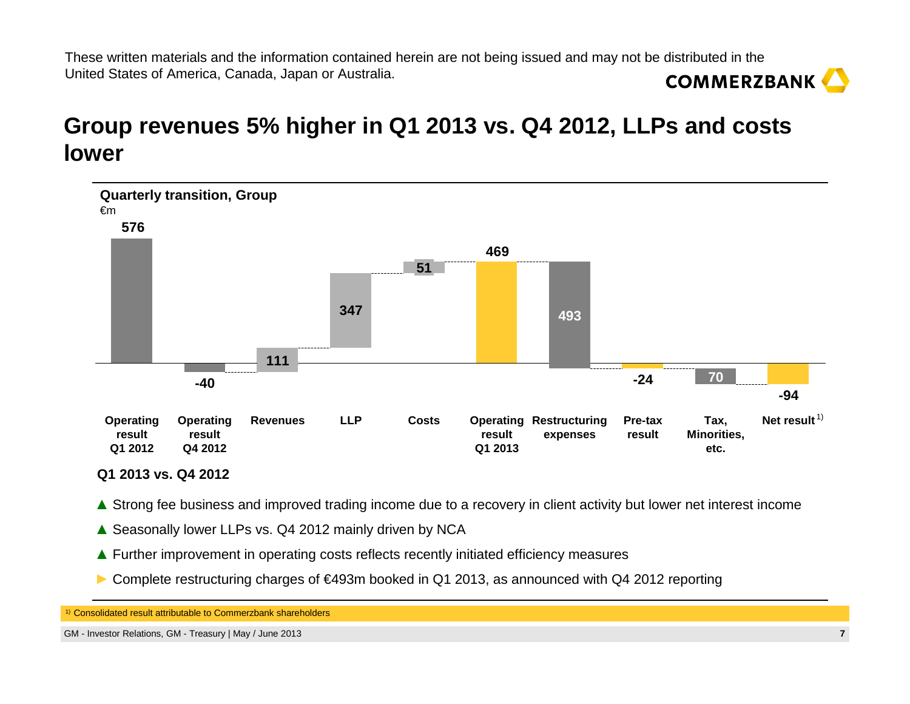These written materials and the information contained herein are not being issued and may not be distributed in the United States of America, Canada, Japan or Australia.

# Group revenues 5% higher in Q1 2013 vs. Q4 2012, LLPs and costs lower

**Quarterly transition, Group**
€m

| Operating result Q1 2012 | Operating result Q4 2012 | Revenues | LLP | Costs | Operating result Q1 2013 | Restructuring expenses | Pre-tax result | Tax, Minorities, etc. | Net result[1] |
|---|---|---|---|---|---|---|---|---|---|
| 576 | -40 | 111 | 347 | 51 | 469 | 493 | -24 | 70 | -94 |

**Q1 2013 vs. Q4 2012**

- ▲ Strong fee business and improved trading income due to a recovery in client activity but lower net interest income
- ▲ Seasonally lower LLPs vs. Q4 2012 mainly driven by NCA
- ▲ Further improvement in operating costs reflects recently initiated efficiency measures
- ► Complete restructuring charges of €493m booked in Q1 2013, as announced with Q4 2012 reporting

[1] Consolidated result attributable to Commerzbank shareholders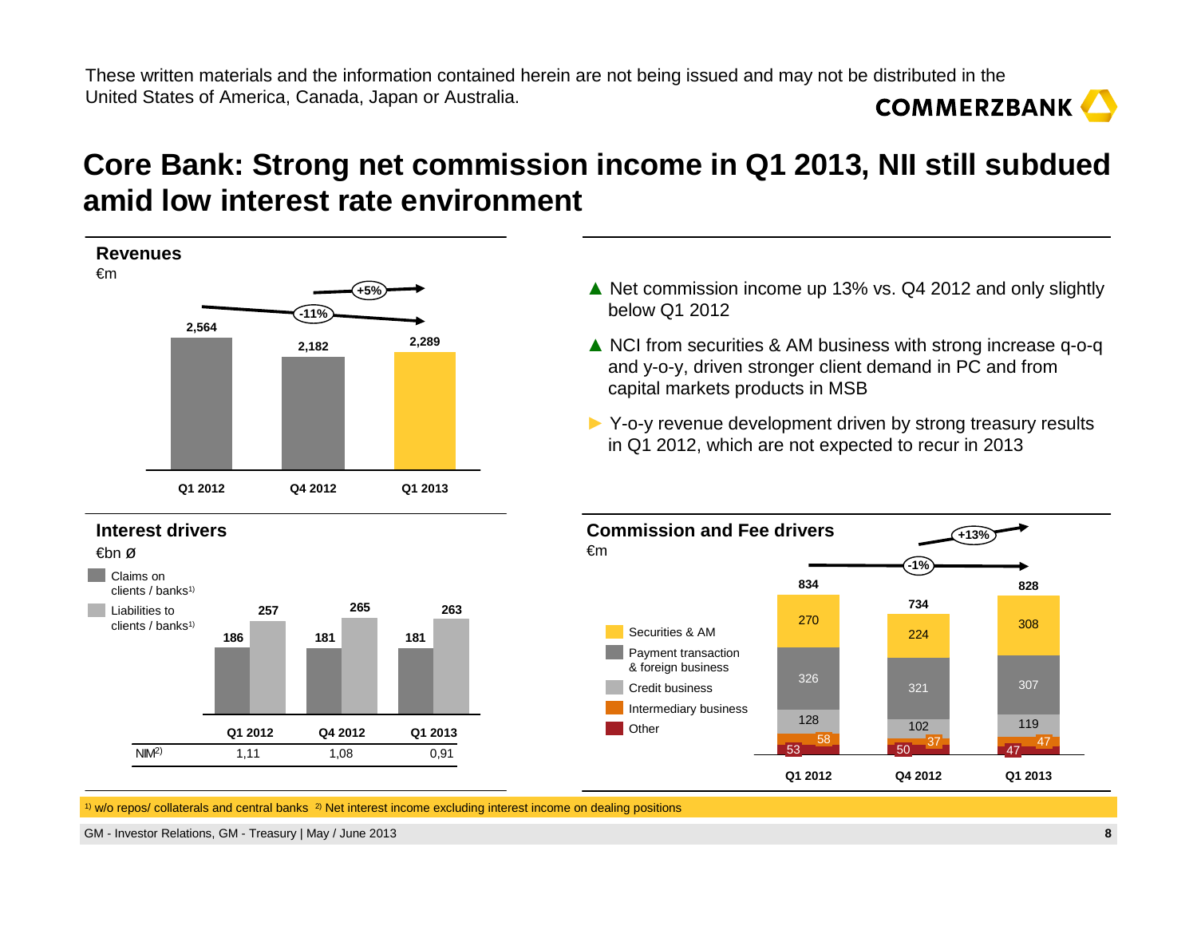These written materials and the information contained herein are not being issued and may not be distributed in the United States of America, Canada, Japan or Australia.

# Core Bank: Strong net commission income in Q1 2013, NII still subdued amid low interest rate environment

## Revenues

€m

| | Q1 2012 | Q4 2012 | Q1 2013 |
|---|---|---|---|
| Revenues | 2,564 | 2,182 | 2,289 |

Q1 2013 vs. Q1 2012: -11%; Q1 2013 vs. Q4 2012: +5%

- ▲ Net commission income up 13% vs. Q4 2012 and only slightly below Q1 2012
- ▲ NCI from securities & AM business with strong increase q-o-q and y-o-y, driven stronger client demand in PC and from capital markets products in MSB
- ► Y-o-y revenue development driven by strong treasury results in Q1 2012, which are not expected to recur in 2013

## Interest drivers

€bn Ø

| | Q1 2012 | Q4 2012 | Q1 2013 |
|---|---|---|---|
| Claims on clients / banks[1] | 186 | 181 | 181 |
| Liabilities to clients / banks[1] | 257 | 265 | 263 |
| NIM[2] | 1,11 | 1,08 | 0,91 |

## Commission and Fee drivers

€m

| | Q1 2012 | Q4 2012 | Q1 2013 |
|---|---|---|---|
| Securities & AM | 270 | 224 | 308 |
| Payment transaction & foreign business | 326 | 321 | 307 |
| Credit business | 128 | 102 | 119 |
| Intermediary business | 58 | 37 | 47 |
| Other | 53 | 50 | 47 |
| **Total** | **834** | **734** | **828** |

Q1 2013 vs. Q1 2012: -1%; Q1 2013 vs. Q4 2012: +13%

[1] w/o repos/ collaterals and central banks [2] Net interest income excluding interest income on dealing positions

GM - Investor Relations, GM - Treasury | May / June 2013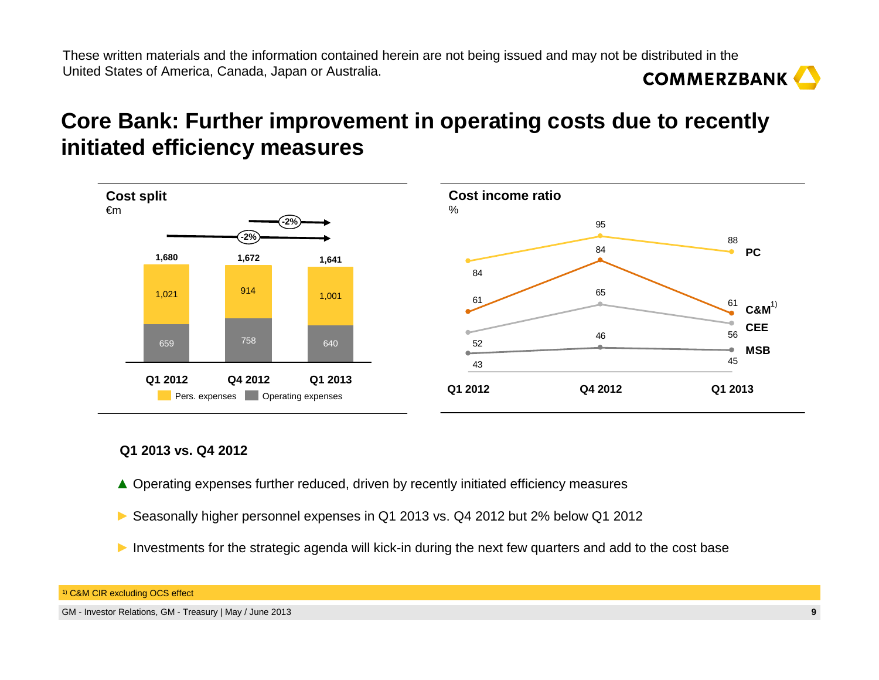These written materials and the information contained herein are not being issued and may not be distributed in the United States of America, Canada, Japan or Australia.

# Core Bank: Further improvement in operating costs due to recently initiated efficiency measures

**Cost split**
€m

| | Q1 2012 | Q4 2012 | Q1 2013 |
|---|---|---|---|
| Pers. expenses | 1,021 | 914 | 1,001 |
| Operating expenses | 659 | 758 | 640 |
| Total | 1,680 | 1,672 | 1,641 |

Q1 2013 vs. Q4 2012: -2%; Q1 2013 vs. Q1 2012: -2%

**Cost income ratio**
%

| | Q1 2012 | Q4 2012 | Q1 2013 |
|---|---|---|---|
| PC | 84 | 95 | 88 |
| C&M[1] | 61 | 84 | 61 |
| CEE | 52 | 65 | 56 |
| MSB | 43 | 46 | 45 |

**Q1 2013 vs. Q4 2012**

- ▲ Operating expenses further reduced, driven by recently initiated efficiency measures
- ► Seasonally higher personnel expenses in Q1 2013 vs. Q4 2012 but 2% below Q1 2012
- ► Investments for the strategic agenda will kick-in during the next few quarters and add to the cost base

[1] C&M CIR excluding OCS effect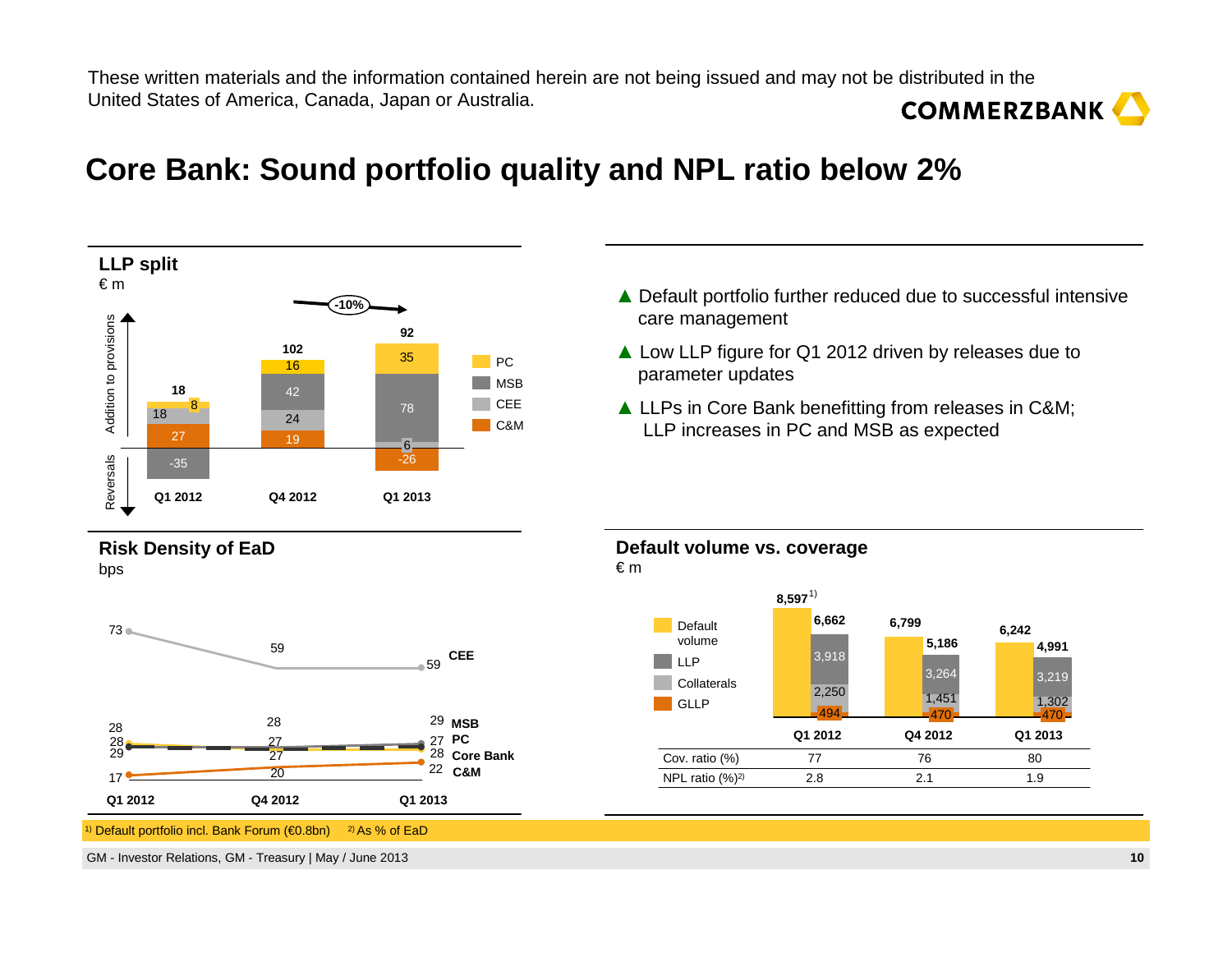These written materials and the information contained herein are not being issued and may not be distributed in the United States of America, Canada, Japan or Australia.

# Core Bank: Sound portfolio quality and NPL ratio below 2%

## LLP split

€ m

| | Q1 2012 | Q4 2012 | Q1 2013 |
|---|---|---|---|
| Total | 18 | 102 | 92 |
| PC | 8 | 16 | 35 |
| MSB | -35 | 42 | 78 |
| CEE | 18 | 24 | 6 |
| C&M | 27 | 19 | -26 |

Q4 2012 to Q1 2013: -10%

Addition to provisions / Reversals

- ▲ Default portfolio further reduced due to successful intensive care management
- ▲ Low LLP figure for Q1 2012 driven by releases due to parameter updates
- ▲ LLPs in Core Bank benefitting from releases in C&M; LLP increases in PC and MSB as expected

## Risk Density of EaD

bps

| | Q1 2012 | Q4 2012 | Q1 2013 |
|---|---|---|---|
| CEE | 73 | 59 | 59 |
| MSB | 28 | 28 | 29 |
| PC | 28 | 27 | 27 |
| Core Bank | 29 | 27 | 28 |
| C&M | 17 | 20 | 22 |

## Default volume vs. coverage

€ m

| | Q1 2012 | Q4 2012 | Q1 2013 |
|---|---|---|---|
| Default volume | 8,597[1] | 6,799 | 6,242 |
| Coverage total | 6,662 | 5,186 | 4,991 |
| LLP | 3,918 | 3,264 | 3,219 |
| Collaterals | 2,250 | 1,451 | 1,302 |
| GLLP | 494 | 470 | 470 |
| Cov. ratio (%) | 77 | 76 | 80 |
| NPL ratio (%)[2] | 2.8 | 2.1 | 1.9 |

[1] Default portfolio incl. Bank Forum (€0.8bn) [2] As % of EaD

GM - Investor Relations, GM - Treasury | May / June 2013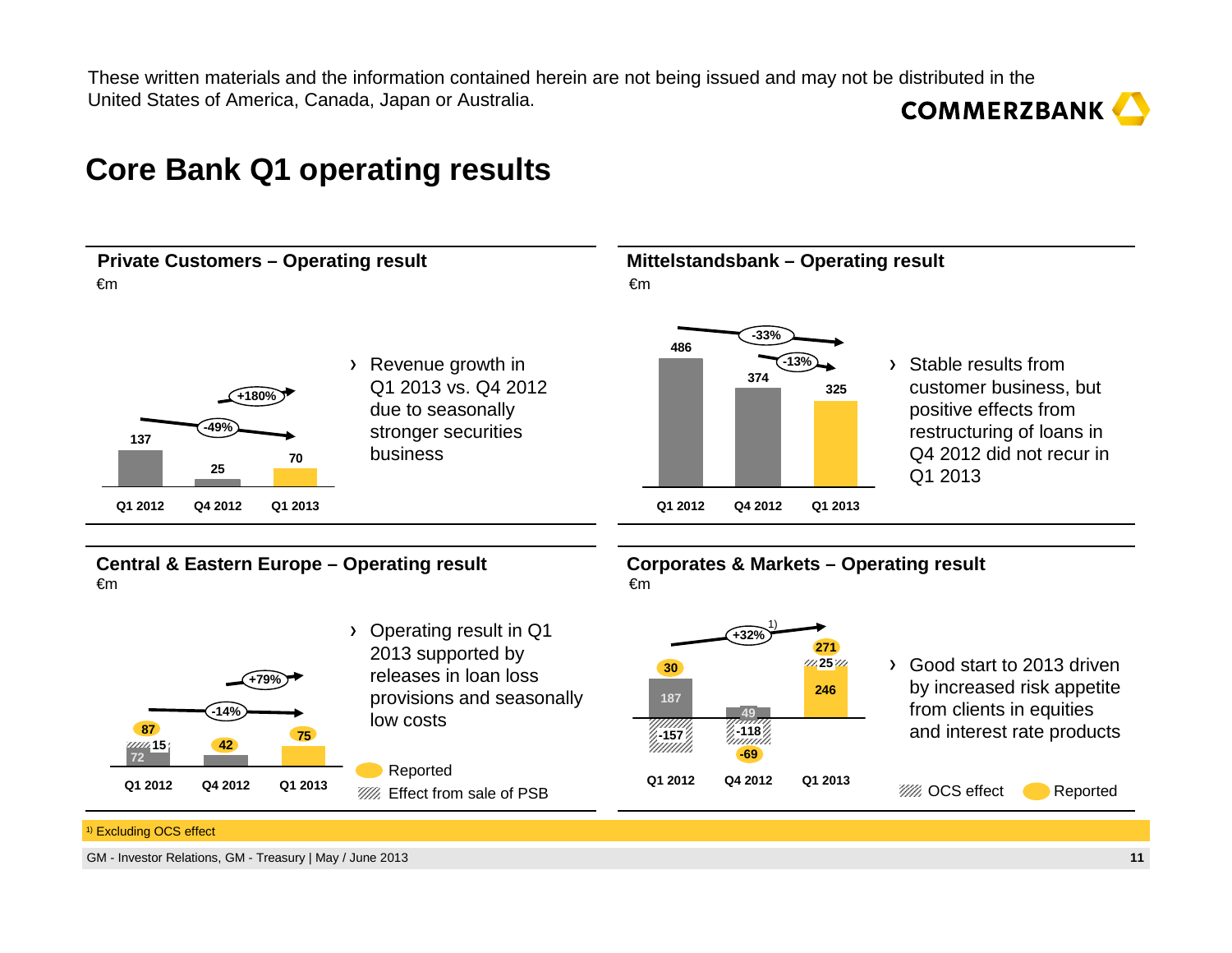These written materials and the information contained herein are not being issued and may not be distributed in the United States of America, Canada, Japan or Australia.

# Core Bank Q1 operating results

## Private Customers – Operating result

€m

| | Q1 2012 | Q4 2012 | Q1 2013 |
|---|---|---|---|
| Operating result | 137 | 25 | 70 |

Q1 2013 vs. Q1 2012: -49%; Q1 2013 vs. Q4 2012: +180%

- Revenue growth in Q1 2013 vs. Q4 2012 due to seasonally stronger securities business

## Mittelstandsbank – Operating result

€m

| | Q1 2012 | Q4 2012 | Q1 2013 |
|---|---|---|---|
| Operating result | 486 | 374 | 325 |

Q1 2013 vs. Q1 2012: -33%; Q1 2013 vs. Q4 2012: -13%

- Stable results from customer business, but positive effects from restructuring of loans in Q4 2012 did not recur in Q1 2013

## Central & Eastern Europe – Operating result

€m

| | Q1 2012 | Q4 2012 | Q1 2013 |
|---|---|---|---|
| Reported | 87 | 42 | 75 |
| Effect from sale of PSB | 15 | | |
| Excluding effect | 72 | | |

Q1 2013 vs. Q1 2012: -14%; Q1 2013 vs. Q4 2012: +79%

- Operating result in Q1 2013 supported by releases in loan loss provisions and seasonally low costs

Reported
Effect from sale of PSB

## Corporates & Markets – Operating result

€m

| | Q1 2012 | Q4 2012 | Q1 2013 |
|---|---|---|---|
| Reported | 30 | -69 | 271 |
| OCS effect | -157 | -118 | 25 |
| Excluding OCS effect | 187 | 49 | 246 |

Q1 2013 vs. Q1 2012: +32%[1)]

- Good start to 2013 driven by increased risk appetite from clients in equities and interest rate products

OCS effect
Reported

1) Excluding OCS effect

GM - Investor Relations, GM - Treasury | May / June 2013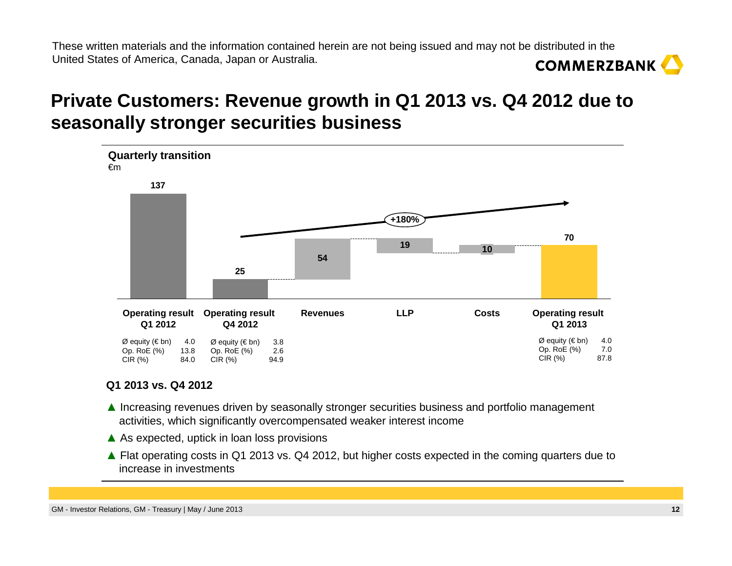These written materials and the information contained herein are not being issued and may not be distributed in the United States of America, Canada, Japan or Australia.

# Private Customers: Revenue growth in Q1 2013 vs. Q4 2012 due to seasonally stronger securities business

**Quarterly transition**

€m

| | Operating result Q1 2012 | Operating result Q4 2012 | Revenues | LLP | Costs | Operating result Q1 2013 |
|---|---|---|---|---|---|---|
| €m | 137 | 25 | 54 | 19 | 10 | 70 |

+180%

| | Operating result Q1 2012 | Operating result Q4 2012 | Operating result Q1 2013 |
|---|---|---|---|
| Ø equity (€ bn) | 4.0 | 3.8 | 4.0 |
| Op. RoE (%) | 13.8 | 2.6 | 7.0 |
| CIR (%) | 84.0 | 94.9 | 87.8 |

**Q1 2013 vs. Q4 2012**

- ▲ Increasing revenues driven by seasonally stronger securities business and portfolio management activities, which significantly overcompensated weaker interest income
- ▲ As expected, uptick in loan loss provisions
- ▲ Flat operating costs in Q1 2013 vs. Q4 2012, but higher costs expected in the coming quarters due to increase in investments

GM - Investor Relations, GM - Treasury | May / June 2013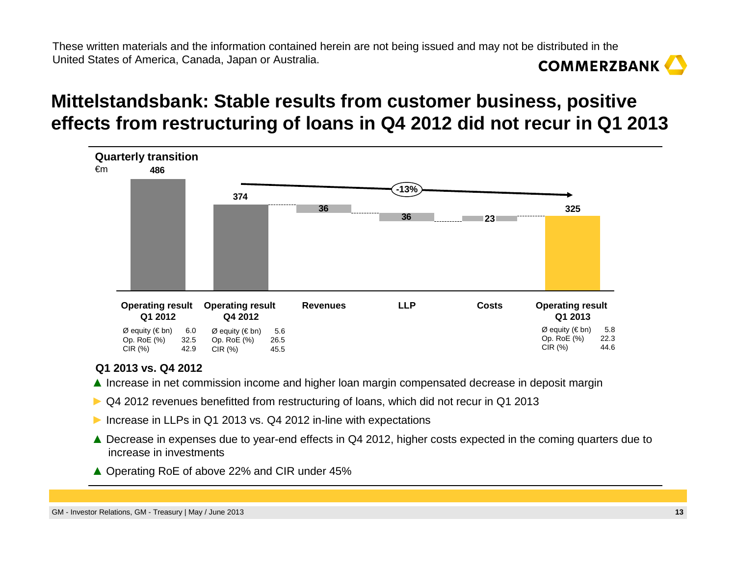These written materials and the information contained herein are not being issued and may not be distributed in the United States of America, Canada, Japan or Australia.

# Mittelstandsbank: Stable results from customer business, positive effects from restructuring of loans in Q4 2012 did not recur in Q1 2013

**Quarterly transition**

€m

| | Operating result Q1 2012 | Operating result Q4 2012 | Revenues | LLP | Costs | Operating result Q1 2013 |
|---|---|---|---|---|---|---|
| Value | 486 | 374 | 36 | 36 | 23 | 325 |

-13% (Q4 2012 to Q1 2013)

| | Q1 2012 | Q4 2012 | Q1 2013 |
|---|---|---|---|
| Ø equity (€ bn) | 6.0 | 5.6 | 5.8 |
| Op. RoE (%) | 32.5 | 26.5 | 22.3 |
| CIR (%) | 42.9 | 45.5 | 44.6 |

**Q1 2013 vs. Q4 2012**

- ▲ Increase in net commission income and higher loan margin compensated decrease in deposit margin
- ► Q4 2012 revenues benefitted from restructuring of loans, which did not recur in Q1 2013
- ► Increase in LLPs in Q1 2013 vs. Q4 2012 in-line with expectations
- ▲ Decrease in expenses due to year-end effects in Q4 2012, higher costs expected in the coming quarters due to increase in investments
- ▲ Operating RoE of above 22% and CIR under 45%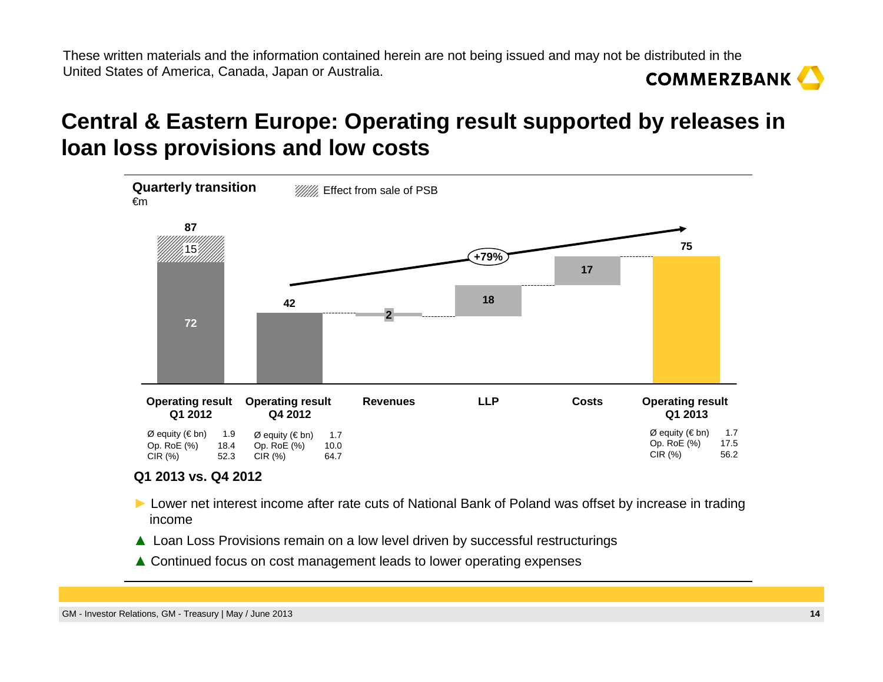These written materials and the information contained herein are not being issued and may not be distributed in the United States of America, Canada, Japan or Australia.

# Central & Eastern Europe: Operating result supported by releases in loan loss provisions and low costs

**Quarterly transition**
€m

Effect from sale of PSB

| | Operating result Q1 2012 | Operating result Q4 2012 | Revenues | LLP | Costs | Operating result Q1 2013 |
|---|---|---|---|---|---|---|
| €m | 87 (72 + 15) | 42 | 2 | 18 | 17 | 75 |

+79%

| | Operating result Q1 2012 | Operating result Q4 2012 | Operating result Q1 2013 |
|---|---|---|---|
| Ø equity (€ bn) | 1.9 | 1.7 | 1.7 |
| Op. RoE (%) | 18.4 | 10.0 | 17.5 |
| CIR (%) | 52.3 | 64.7 | 56.2 |

**Q1 2013 vs. Q4 2012**

- ► Lower net interest income after rate cuts of National Bank of Poland was offset by increase in trading income
- ▲ Loan Loss Provisions remain on a low level driven by successful restructurings
- ▲ Continued focus on cost management leads to lower operating expenses

GM - Investor Relations, GM - Treasury | May / June 2013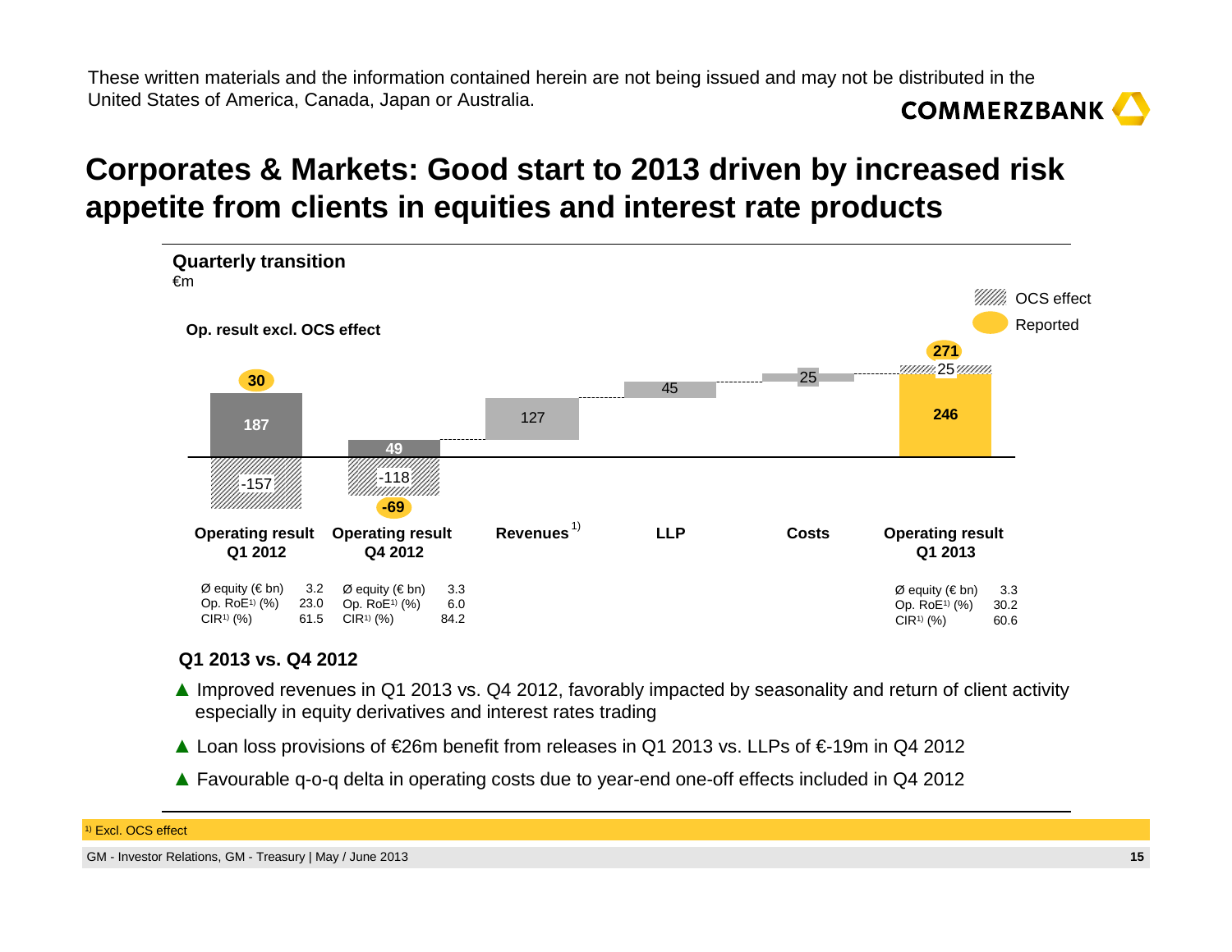These written materials and the information contained herein are not being issued and may not be distributed in the United States of America, Canada, Japan or Australia.

# Corporates & Markets: Good start to 2013 driven by increased risk appetite from clients in equities and interest rate products

**Quarterly transition**

€m

**Op. result excl. OCS effect**

| | Operating result Q1 2012 | Operating result Q4 2012 | Revenues[1] | LLP | Costs | Operating result Q1 2013 |
|---|---|---|---|---|---|---|
| Op. result excl. OCS effect | 187 | 49 | 127 | 45 | 25 | 246 |
| OCS effect | -157 | -118 | | | | 25 |
| Reported | 30 | -69 | | | | 271 |
| Ø equity (€ bn) | 3.2 | 3.3 | | | | 3.3 |
| Op. RoE[1] (%) | 23.0 | 6.0 | | | | 30.2 |
| CIR[1] (%) | 61.5 | 84.2 | | | | 60.6 |

**Q1 2013 vs. Q4 2012**

- ▲ Improved revenues in Q1 2013 vs. Q4 2012, favorably impacted by seasonality and return of client activity especially in equity derivatives and interest rates trading
- ▲ Loan loss provisions of €26m benefit from releases in Q1 2013 vs. LLPs of €-19m in Q4 2012
- ▲ Favourable q-o-q delta in operating costs due to year-end one-off effects included in Q4 2012

[1] Excl. OCS effect

GM - Investor Relations, GM - Treasury | May / June 2013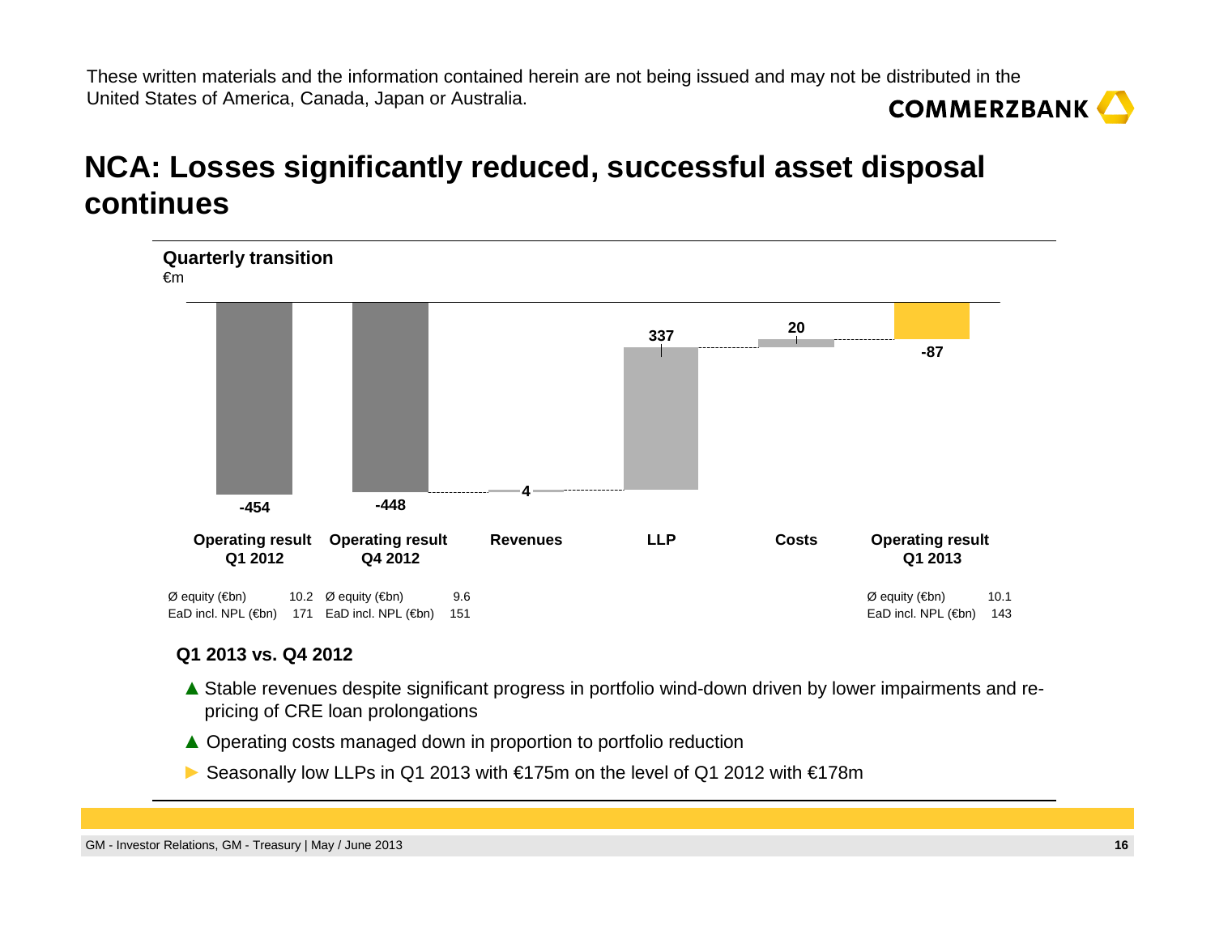These written materials and the information contained herein are not being issued and may not be distributed in the United States of America, Canada, Japan or Australia.

# NCA: Losses significantly reduced, successful asset disposal continues

**Quarterly transition**

€m

| | Operating result Q1 2012 | Operating result Q4 2012 | Revenues | LLP | Costs | Operating result Q1 2013 |
|---|---|---|---|---|---|---|
| €m | -454 | -448 | 4 | 337 | 20 | -87 |

| | Q1 2012 | Q4 2012 | Q1 2013 |
|---|---|---|---|
| Ø equity (€bn) | 10.2 | 9.6 | 10.1 |
| EaD incl. NPL (€bn) | 171 | 151 | 143 |

**Q1 2013 vs. Q4 2012**

- ▲ Stable revenues despite significant progress in portfolio wind-down driven by lower impairments and re-pricing of CRE loan prolongations
- ▲ Operating costs managed down in proportion to portfolio reduction
- ► Seasonally low LLPs in Q1 2013 with €175m on the level of Q1 2012 with €178m

GM - Investor Relations, GM - Treasury | May / June 2013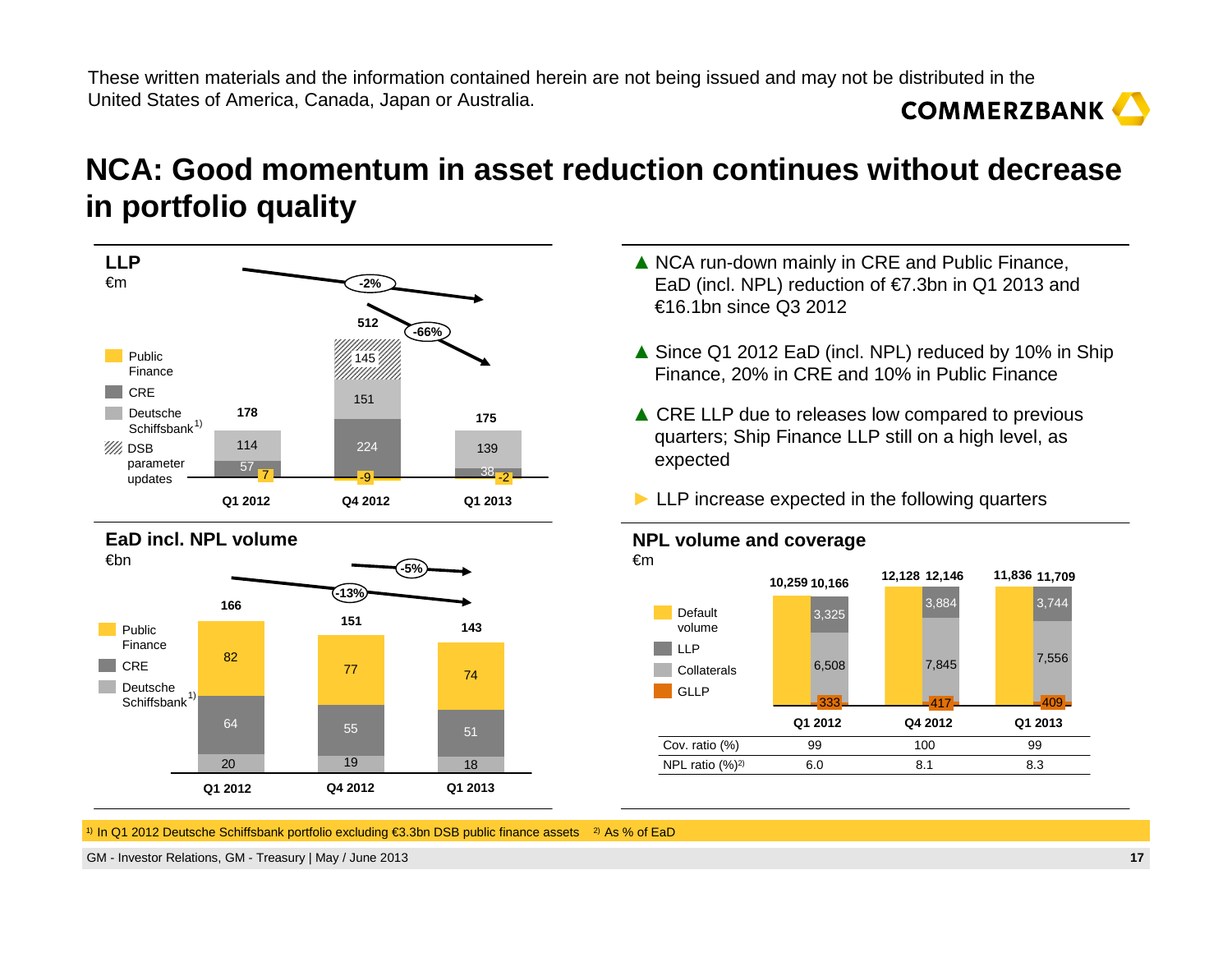These written materials and the information contained herein are not being issued and may not be distributed in the United States of America, Canada, Japan or Australia.

# NCA: Good momentum in asset reduction continues without decrease in portfolio quality

## LLP

€m

| | Q1 2012 | Q4 2012 | Q1 2013 |
|---|---|---|---|
| Public Finance | 7 | -9 | -2 |
| CRE | 57 | 224 | 38 |
| Deutsche Schiffsbank[1] | 114 | 151 | 139 |
| DSB parameter updates | | 145 | |
| **Total** | **178** | **512** | **175** |

Change Q1 2012 to Q1 2013: -2%; change Q4 2012 to Q1 2013: -66%

## EaD incl. NPL volume

€bn

| | Q1 2012 | Q4 2012 | Q1 2013 |
|---|---|---|---|
| Public Finance | 82 | 77 | 74 |
| CRE | 64 | 55 | 51 |
| Deutsche Schiffsbank[1] | 20 | 19 | 18 |
| **Total** | **166** | **151** | **143** |

Change Q1 2012 to Q1 2013: -13%; change Q4 2012 to Q1 2013: -5%

- ▲ NCA run-down mainly in CRE and Public Finance, EaD (incl. NPL) reduction of €7.3bn in Q1 2013 and €16.1bn since Q3 2012
- ▲ Since Q1 2012 EaD (incl. NPL) reduced by 10% in Ship Finance, 20% in CRE and 10% in Public Finance
- ▲ CRE LLP due to releases low compared to previous quarters; Ship Finance LLP still on a high level, as expected
- ► LLP increase expected in the following quarters

## NPL volume and coverage

€m

| | Q1 2012 | Q4 2012 | Q1 2013 |
|---|---|---|---|
| Default volume | 10,259 | 12,128 | 11,836 |
| LLP | 3,325 | 3,884 | 3,744 |
| Collaterals | 6,508 | 7,845 | 7,556 |
| GLLP | 333 | 417 | 409 |
| Total (LLP + Collaterals + GLLP) | 10,166 | 12,146 | 11,709 |
| Cov. ratio (%) | 99 | 100 | 99 |
| NPL ratio (%)[2] | 6.0 | 8.1 | 8.3 |

[1] In Q1 2012 Deutsche Schiffsbank portfolio excluding €3.3bn DSB public finance assets [2] As % of EaD

GM - Investor Relations, GM - Treasury | May / June 2013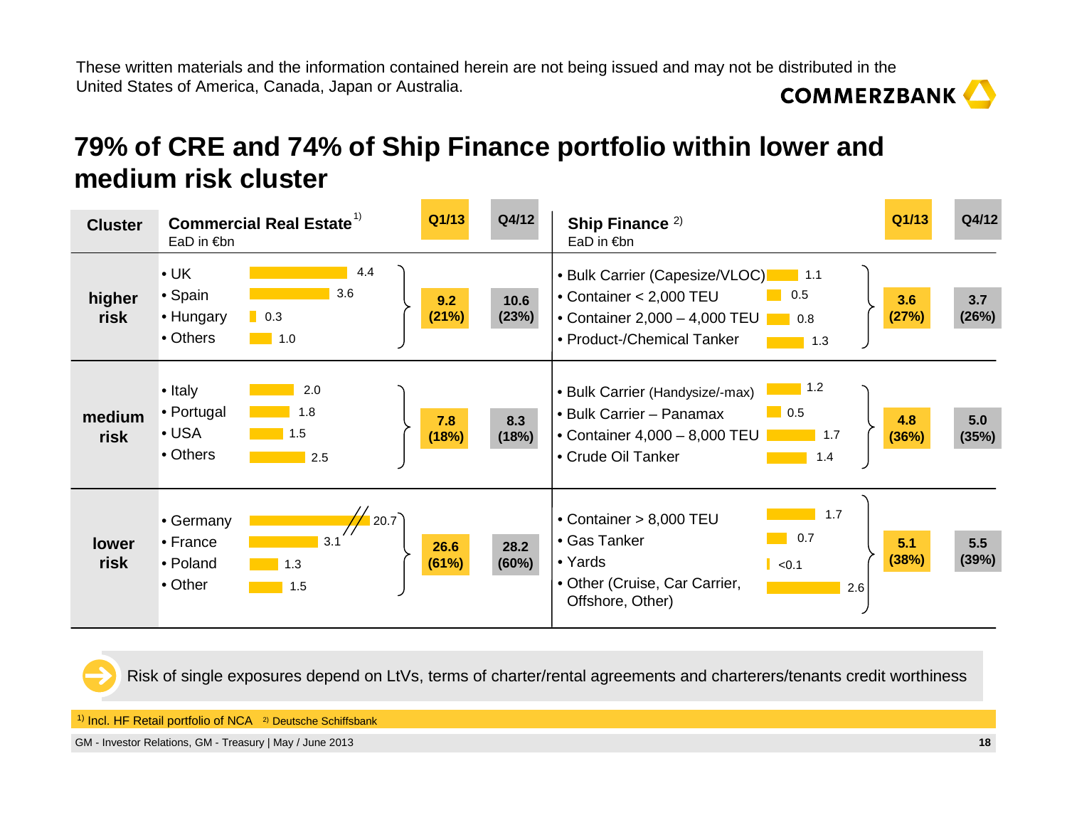These written materials and the information contained herein are not being issued and may not be distributed in the United States of America, Canada, Japan or Australia.

# 79% of CRE and 74% of Ship Finance portfolio within lower and medium risk cluster

| Cluster | Commercial Real Estate[1) ] EaD in €bn | | Q1/13 | Q4/12 | Ship Finance [2)] EaD in €bn | | Q1/13 | Q4/12 |
|---|---|---|---|---|---|---|---|---|
| higher risk | • UK | 4.4 | 9.2 (21%) | 10.6 (23%) | • Bulk Carrier (Capesize/VLOC) | 1.1 | 3.6 (27%) | 3.7 (26%) |
| | • Spain | 3.6 | | | • Container < 2,000 TEU | 0.5 | | |
| | • Hungary | 0.3 | | | • Container 2,000 – 4,000 TEU | 0.8 | | |
| | • Others | 1.0 | | | • Product-/Chemical Tanker | 1.3 | | |
| medium risk | • Italy | 2.0 | 7.8 (18%) | 8.3 (18%) | • Bulk Carrier (Handysize/-max) | 1.2 | 4.8 (36%) | 5.0 (35%) |
| | • Portugal | 1.8 | | | • Bulk Carrier – Panamax | 0.5 | | |
| | • USA | 1.5 | | | • Container 4,000 – 8,000 TEU | 1.7 | | |
| | • Others | 2.5 | | | • Crude Oil Tanker | 1.4 | | |
| lower risk | • Germany | 20.7 | 26.6 (61%) | 28.2 (60%) | • Container > 8,000 TEU | 1.7 | 5.1 (38%) | 5.5 (39%) |
| | • France | 3.1 | | | • Gas Tanker | 0.7 | | |
| | • Poland | 1.3 | | | • Yards | <0.1 | | |
| | • Other | 1.5 | | | • Other (Cruise, Car Carrier, Offshore, Other) | 2.6 | | |

Risk of single exposures depend on LtVs, terms of charter/rental agreements and charterers/tenants credit worthiness

1) Incl. HF Retail portfolio of NCA 2) Deutsche Schiffsbank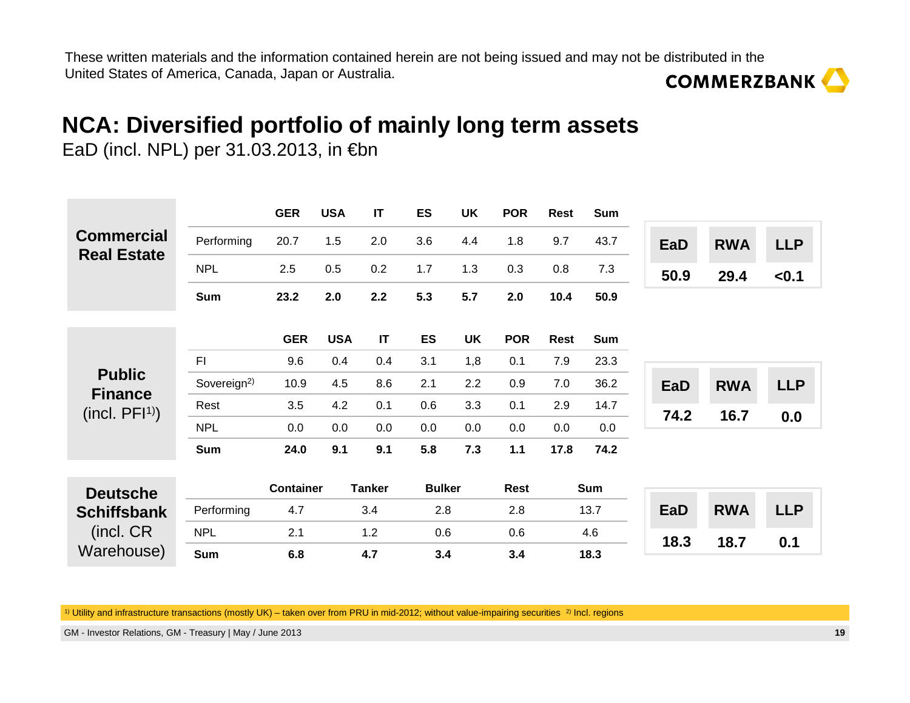These written materials and the information contained herein are not being issued and may not be distributed in the United States of America, Canada, Japan or Australia.

# NCA: Diversified portfolio of mainly long term assets

EaD (incl. NPL) per 31.03.2013, in €bn

## Commercial Real Estate

| | GER | USA | IT | ES | UK | POR | Rest | Sum |
|---|---|---|---|---|---|---|---|---|
| Performing | 20.7 | 1.5 | 2.0 | 3.6 | 4.4 | 1.8 | 9.7 | 43.7 |
| NPL | 2.5 | 0.5 | 0.2 | 1.7 | 1.3 | 0.3 | 0.8 | 7.3 |
| **Sum** | **23.2** | **2.0** | **2.2** | **5.3** | **5.7** | **2.0** | **10.4** | **50.9** |

| EaD | RWA | LLP |
|---|---|---|
| **50.9** | **29.4** | **<0.1** |

## Public Finance (incl. PFI[1])

| | GER | USA | IT | ES | UK | POR | Rest | Sum |
|---|---|---|---|---|---|---|---|---|
| FI | 9.6 | 0.4 | 0.4 | 3.1 | 1,8 | 0.1 | 7.9 | 23.3 |
| Sovereign[2] | 10.9 | 4.5 | 8.6 | 2.1 | 2.2 | 0.9 | 7.0 | 36.2 |
| Rest | 3.5 | 4.2 | 0.1 | 0.6 | 3.3 | 0.1 | 2.9 | 14.7 |
| NPL | 0.0 | 0.0 | 0.0 | 0.0 | 0.0 | 0.0 | 0.0 | 0.0 |
| **Sum** | **24.0** | **9.1** | **9.1** | **5.8** | **7.3** | **1.1** | **17.8** | **74.2** |

| EaD | RWA | LLP |
|---|---|---|
| **74.2** | **16.7** | **0.0** |

## Deutsche Schiffsbank (incl. CR Warehouse)

| | Container | Tanker | Bulker | Rest | Sum |
|---|---|---|---|---|---|
| Performing | 4.7 | 3.4 | 2.8 | 2.8 | 13.7 |
| NPL | 2.1 | 1.2 | 0.6 | 0.6 | 4.6 |
| **Sum** | **6.8** | **4.7** | **3.4** | **3.4** | **18.3** |

| EaD | RWA | LLP |
|---|---|---|
| **18.3** | **18.7** | **0.1** |

[1] Utility and infrastructure transactions (mostly UK) – taken over from PRU in mid-2012; without value-impairing securities [2] Incl. regions

GM - Investor Relations, GM - Treasury | May / June 2013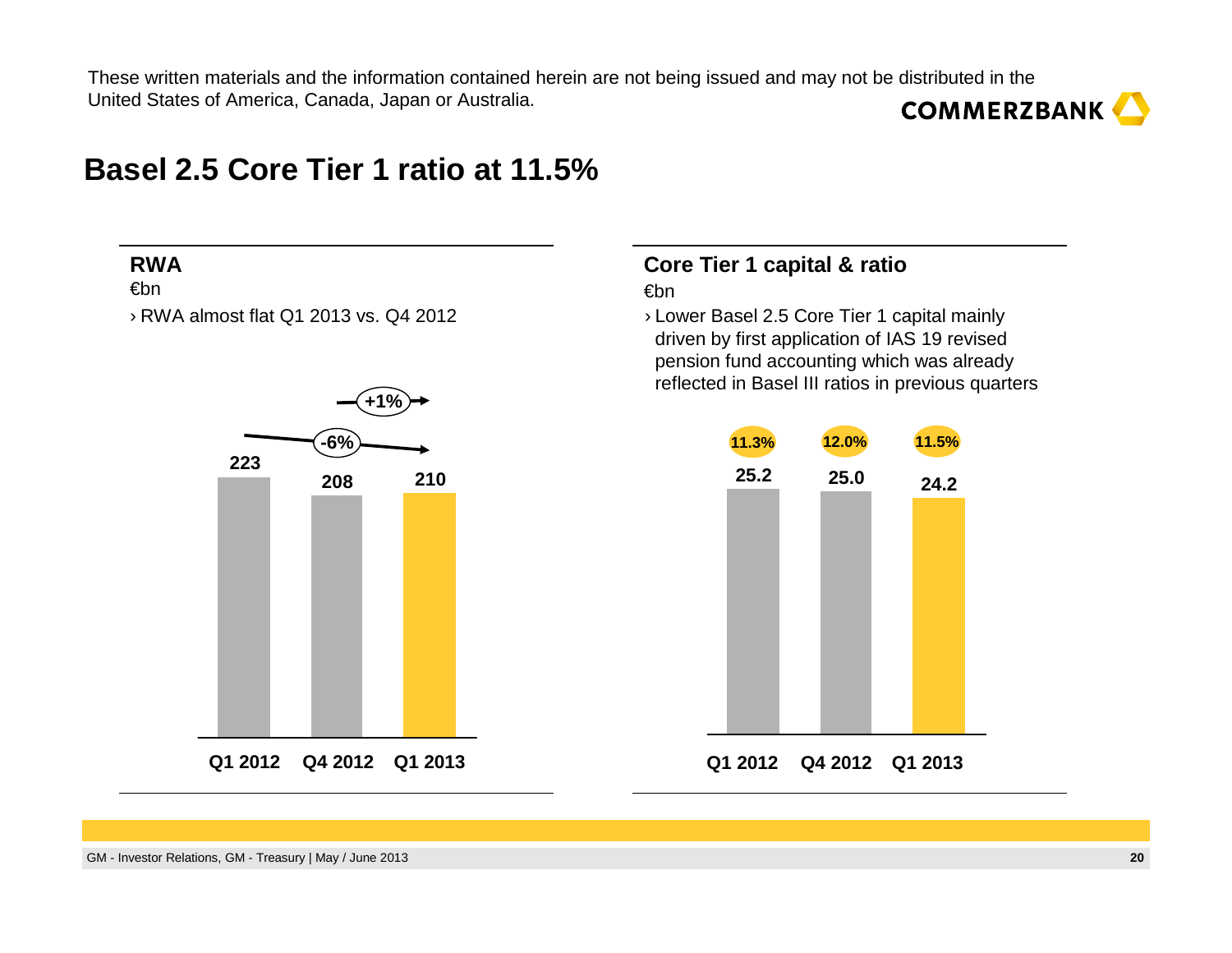These written materials and the information contained herein are not being issued and may not be distributed in the United States of America, Canada, Japan or Australia.

# Basel 2.5 Core Tier 1 ratio at 11.5%

## RWA

€bn

› RWA almost flat Q1 2013 vs. Q4 2012

| | Q1 2012 | Q4 2012 | Q1 2013 |
|---|---|---|---|
| RWA | 223 | 208 | 210 |

Change Q1 2013 vs. Q1 2012: -6%; Q1 2013 vs. Q4 2012: +1%

## Core Tier 1 capital & ratio

€bn

› Lower Basel 2.5 Core Tier 1 capital mainly driven by first application of IAS 19 revised pension fund accounting which was already reflected in Basel III ratios in previous quarters

| | Q1 2012 | Q4 2012 | Q1 2013 |
|---|---|---|---|
| Core Tier 1 capital | 25.2 | 25.0 | 24.2 |
| Core Tier 1 ratio | 11.3% | 12.0% | 11.5% |

GM - Investor Relations, GM - Treasury | May / June 2013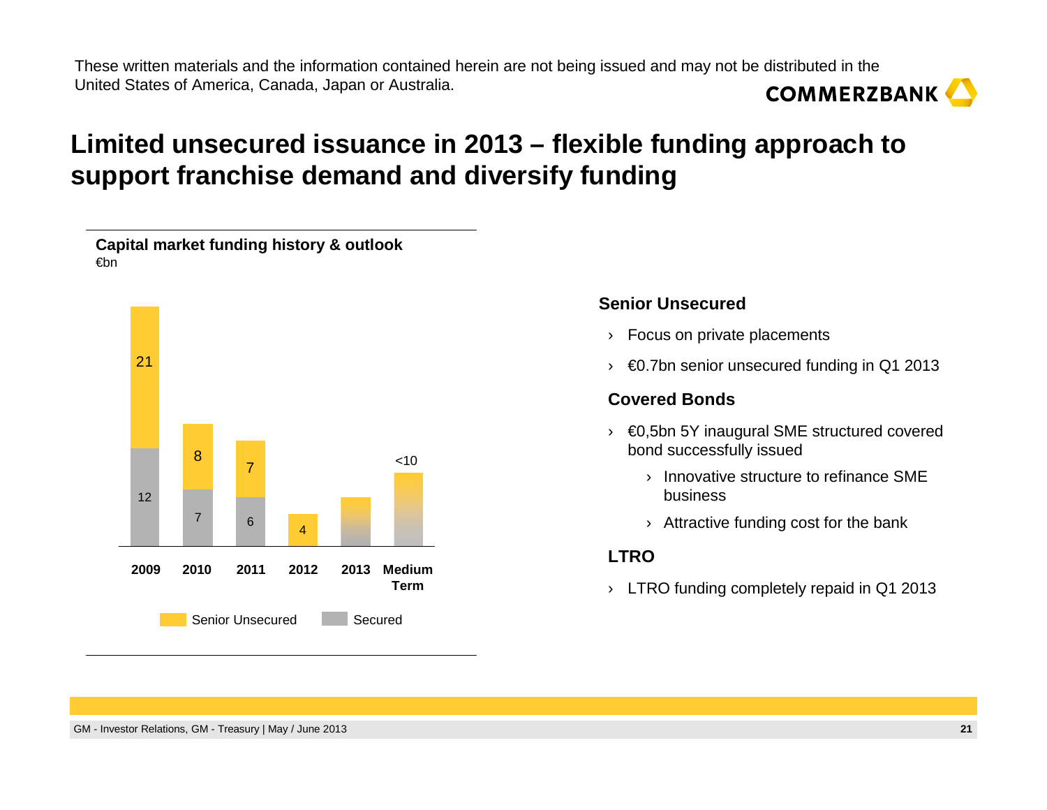These written materials and the information contained herein are not being issued and may not be distributed in the United States of America, Canada, Japan or Australia.

# Limited unsecured issuance in 2013 – flexible funding approach to support franchise demand and diversify funding

**Capital market funding history & outlook**
€bn

| | 2009 | 2010 | 2011 | 2012 | 2013 | Medium Term |
|---|---|---|---|---|---|---|
| Senior Unsecured | 21 | 8 | 7 | 4 | | |
| Secured | 12 | 7 | 6 | | | |
| Total | | | | | | <10 |

**Senior Unsecured**

- Focus on private placements
- €0.7bn senior unsecured funding in Q1 2013

**Covered Bonds**

- €0,5bn 5Y inaugural SME structured covered bond successfully issued
  - Innovative structure to refinance SME business
  - Attractive funding cost for the bank

**LTRO**

- LTRO funding completely repaid in Q1 2013

GM - Investor Relations, GM - Treasury | May / June 2013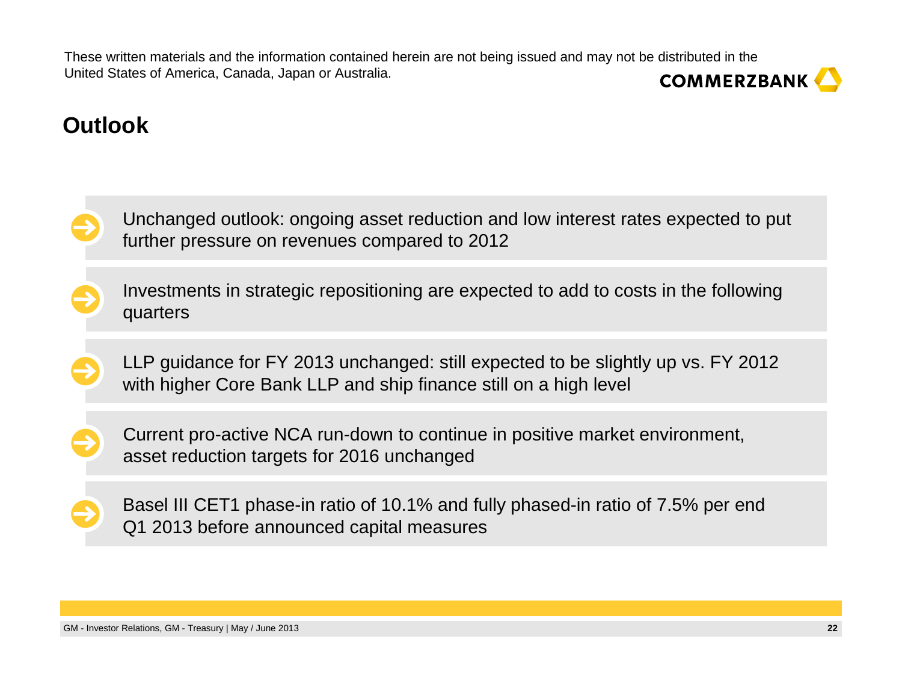These written materials and the information contained herein are not being issued and may not be distributed in the United States of America, Canada, Japan or Australia.

# Outlook

- Unchanged outlook: ongoing asset reduction and low interest rates expected to put further pressure on revenues compared to 2012
- Investments in strategic repositioning are expected to add to costs in the following quarters
- LLP guidance for FY 2013 unchanged: still expected to be slightly up vs. FY 2012 with higher Core Bank LLP and ship finance still on a high level
- Current pro-active NCA run-down to continue in positive market environment, asset reduction targets for 2016 unchanged
- Basel III CET1 phase-in ratio of 10.1% and fully phased-in ratio of 7.5% per end Q1 2013 before announced capital measures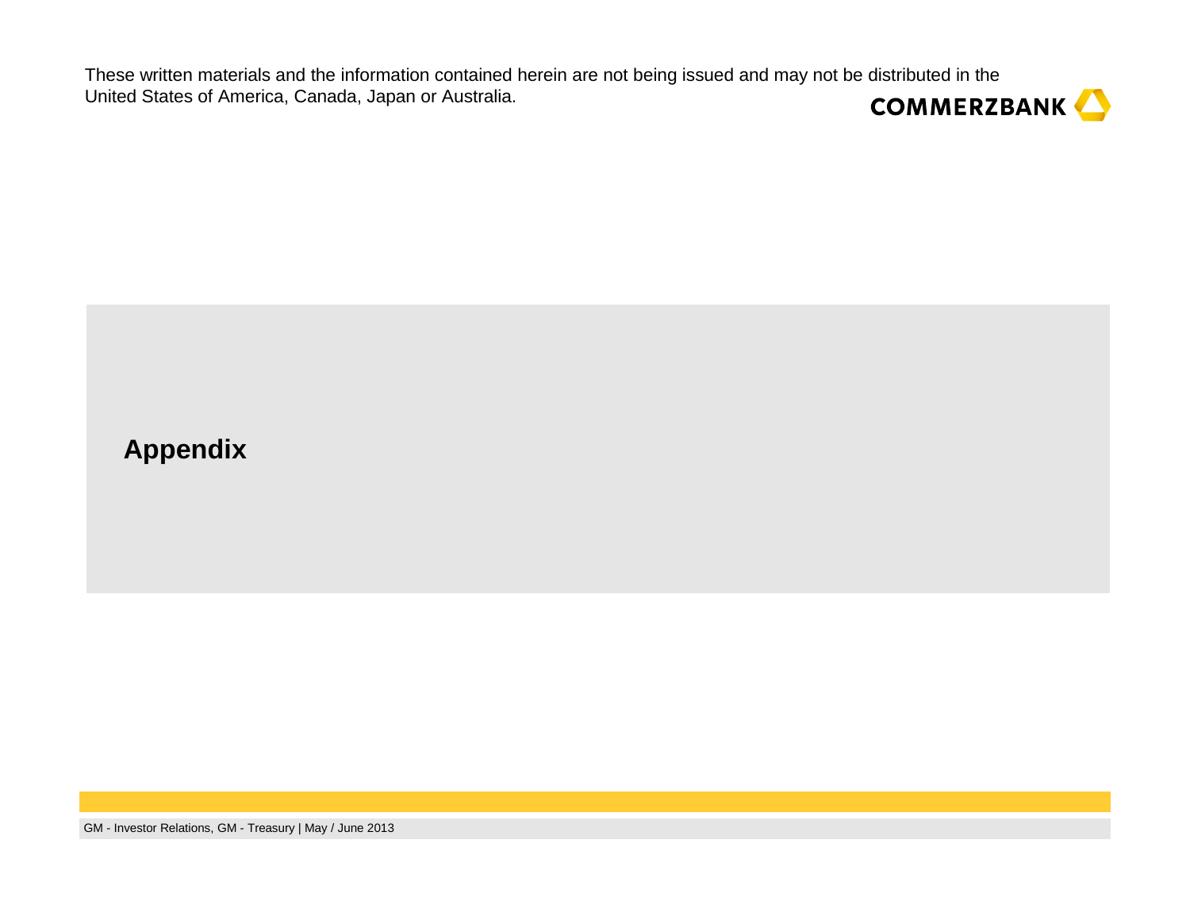These written materials and the information contained herein are not being issued and may not be distributed in the United States of America, Canada, Japan or Australia.

# Appendix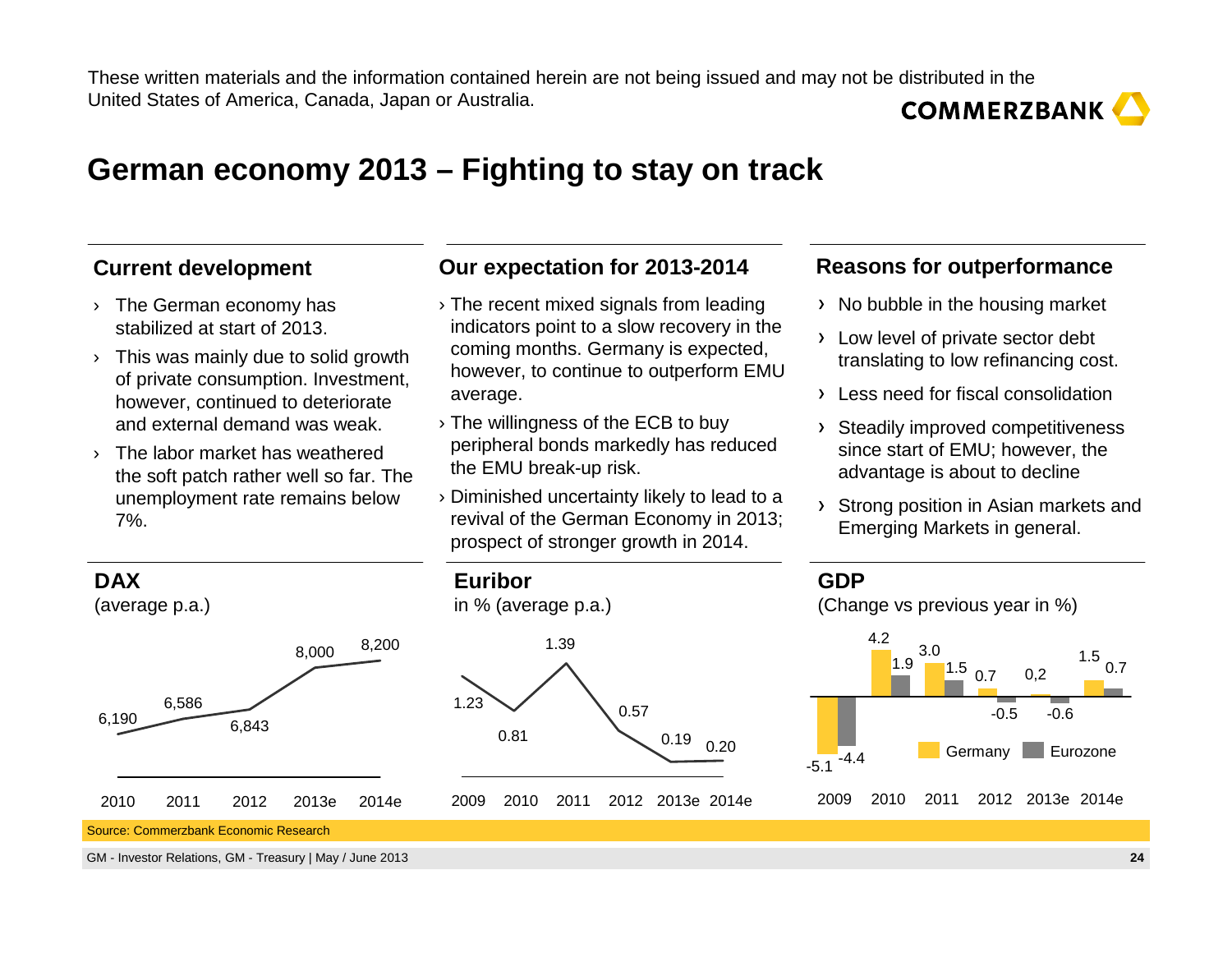These written materials and the information contained herein are not being issued and may not be distributed in the United States of America, Canada, Japan or Australia.

# German economy 2013 – Fighting to stay on track

## Current development

- The German economy has stabilized at start of 2013.
- This was mainly due to solid growth of private consumption. Investment, however, continued to deteriorate and external demand was weak.
- The labor market has weathered the soft patch rather well so far. The unemployment rate remains below 7%.

## Our expectation for 2013-2014

- The recent mixed signals from leading indicators point to a slow recovery in the coming months. Germany is expected, however, to continue to outperform EMU average.
- The willingness of the ECB to buy peripheral bonds markedly has reduced the EMU break-up risk.
- Diminished uncertainty likely to lead to a revival of the German Economy in 2013; prospect of stronger growth in 2014.

## Reasons for outperformance

- No bubble in the housing market
- Low level of private sector debt translating to low refinancing cost.
- Less need for fiscal consolidation
- Steadily improved competitiveness since start of EMU; however, the advantage is about to decline
- Strong position in Asian markets and Emerging Markets in general.

## DAX

(average p.a.)

| 2010 | 2011 | 2012 | 2013e | 2014e |
|---|---|---|---|---|
| 6,190 | 6,586 | 6,843 | 8,000 | 8,200 |

## Euribor

in % (average p.a.)

| 2009 | 2010 | 2011 | 2012 | 2013e | 2014e |
|---|---|---|---|---|---|
| 1.23 | 0.81 | 1.39 | 0.57 | 0.19 | 0.20 |

## GDP

(Change vs previous year in %)

| | 2009 | 2010 | 2011 | 2012 | 2013e | 2014e |
|---|---|---|---|---|---|---|
| Germany | -5.1 | 4.2 | 3.0 | 0.7 | 0,2 | 1.5 |
| Eurozone | -4.4 | 1.9 | 1.5 | -0.5 | -0.6 | 0.7 |

Source: Commerzbank Economic Research

GM - Investor Relations, GM - Treasury | May / June 2013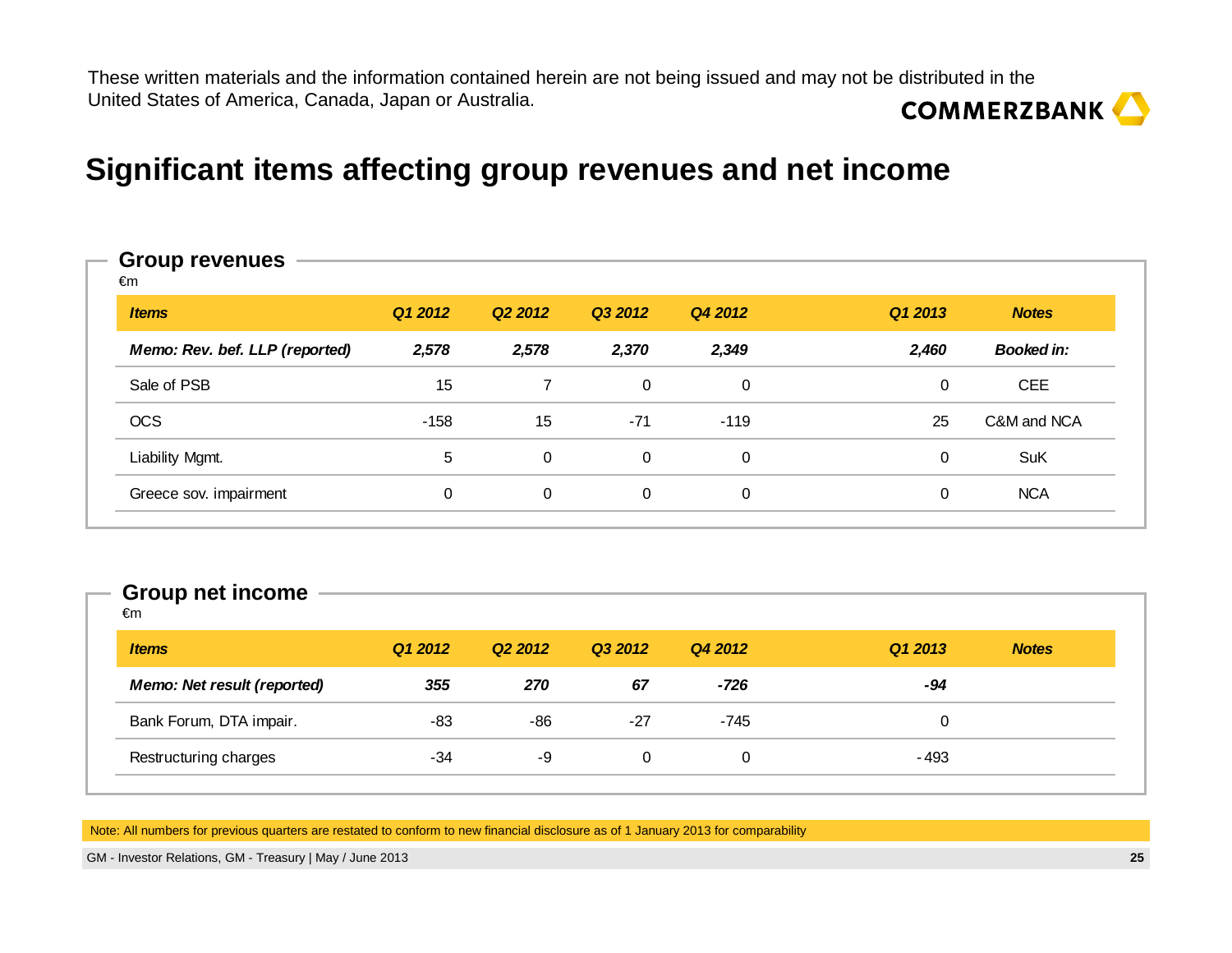These written materials and the information contained herein are not being issued and may not be distributed in the United States of America, Canada, Japan or Australia.

# Significant items affecting group revenues and net income

## Group revenues

€m

| *Items* | *Q1 2012* | *Q2 2012* | *Q3 2012* | *Q4 2012* | *Q1 2013* | *Notes* |
|---|---|---|---|---|---|---|
| ***Memo: Rev. bef. LLP (reported)*** | ***2,578*** | ***2,578*** | ***2,370*** | ***2,349*** | ***2,460*** | ***Booked in:*** |
| Sale of PSB | 15 | 7 | 0 | 0 | 0 | CEE |
| OCS | -158 | 15 | -71 | -119 | 25 | C&M and NCA |
| Liability Mgmt. | 5 | 0 | 0 | 0 | 0 | SuK |
| Greece sov. impairment | 0 | 0 | 0 | 0 | 0 | NCA |

## Group net income

€m

| *Items* | *Q1 2012* | *Q2 2012* | *Q3 2012* | *Q4 2012* | *Q1 2013* | *Notes* |
|---|---|---|---|---|---|---|
| ***Memo: Net result (reported)*** | ***355*** | ***270*** | ***67*** | ***-726*** | ***-94*** | |
| Bank Forum, DTA impair. | -83 | -86 | -27 | -745 | 0 | |
| Restructuring charges | -34 | -9 | 0 | 0 | -493 | |

Note: All numbers for previous quarters are restated to conform to new financial disclosure as of 1 January 2013 for comparability

GM - Investor Relations, GM - Treasury | May / June 2013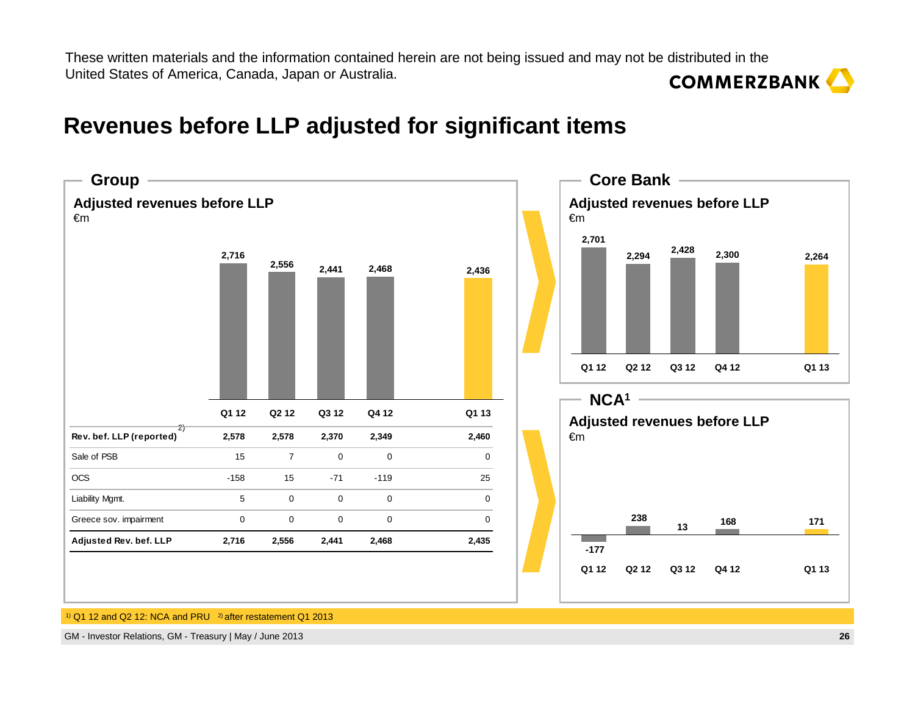These written materials and the information contained herein are not being issued and may not be distributed in the United States of America, Canada, Japan or Australia.

# Revenues before LLP adjusted for significant items

## Group

**Adjusted revenues before LLP**
€m

| | Q1 12 | Q2 12 | Q3 12 | Q4 12 | Q1 13 |
|---|---|---|---|---|---|
| Adjusted revenues before LLP | 2,716 | 2,556 | 2,441 | 2,468 | 2,436 |

| | Q1 12 | Q2 12 | Q3 12 | Q4 12 | Q1 13 |
|---|---|---|---|---|---|
| **Rev. bef. LLP (reported)** [2] | **2,578** | **2,578** | **2,370** | **2,349** | **2,460** |
| Sale of PSB | 15 | 7 | 0 | 0 | 0 |
| OCS | -158 | 15 | -71 | -119 | 25 |
| Liability Mgmt. | 5 | 0 | 0 | 0 | 0 |
| Greece sov. impairment | 0 | 0 | 0 | 0 | 0 |
| **Adjusted Rev. bef. LLP** | **2,716** | **2,556** | **2,441** | **2,468** | **2,435** |

## Core Bank

**Adjusted revenues before LLP**
€m

| Q1 12 | Q2 12 | Q3 12 | Q4 12 | Q1 13 |
|---|---|---|---|---|
| 2,701 | 2,294 | 2,428 | 2,300 | 2,264 |

## NCA[1]

**Adjusted revenues before LLP**
€m

| Q1 12 | Q2 12 | Q3 12 | Q4 12 | Q1 13 |
|---|---|---|---|---|
| -177 | 238 | 13 | 168 | 171 |

[1] Q1 12 and Q2 12: NCA and PRU [2] after restatement Q1 2013

GM - Investor Relations, GM - Treasury | May / June 2013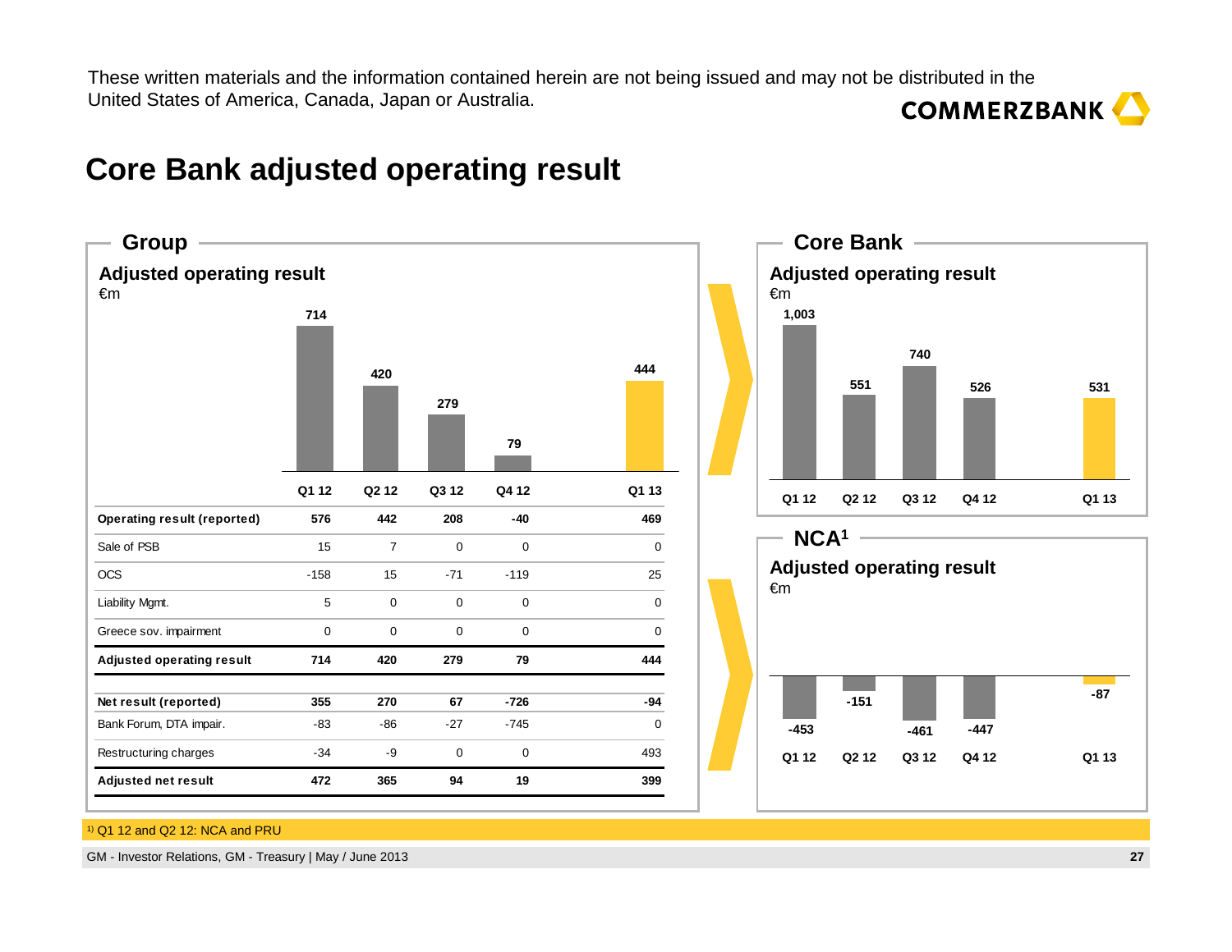These written materials and the information contained herein are not being issued and may not be distributed in the United States of America, Canada, Japan or Australia.

# Core Bank adjusted operating result

## Group

### Adjusted operating result

€m

| | Q1 12 | Q2 12 | Q3 12 | Q4 12 | Q1 13 |
|---|---|---|---|---|---|
| **Operating result (reported)** | **576** | **442** | **208** | **-40** | **469** |
| Sale of PSB | 15 | 7 | 0 | 0 | 0 |
| OCS | -158 | 15 | -71 | -119 | 25 |
| Liability Mgmt. | 5 | 0 | 0 | 0 | 0 |
| Greece sov. impairment | 0 | 0 | 0 | 0 | 0 |
| **Adjusted operating result** | **714** | **420** | **279** | **79** | **444** |
| **Net result (reported)** | **355** | **270** | **67** | **-726** | **-94** |
| Bank Forum, DTA impair. | -83 | -86 | -27 | -745 | 0 |
| Restructuring charges | -34 | -9 | 0 | 0 | 493 |
| **Adjusted net result** | **472** | **365** | **94** | **19** | **399** |

## Core Bank

### Adjusted operating result

€m

| Q1 12 | Q2 12 | Q3 12 | Q4 12 | Q1 13 |
|---|---|---|---|---|
| 1,003 | 551 | 740 | 526 | 531 |

## NCA[1]

### Adjusted operating result

€m

| Q1 12 | Q2 12 | Q3 12 | Q4 12 | Q1 13 |
|---|---|---|---|---|
| -453 | -151 | -461 | -447 | -87 |

[1] Q1 12 and Q2 12: NCA and PRU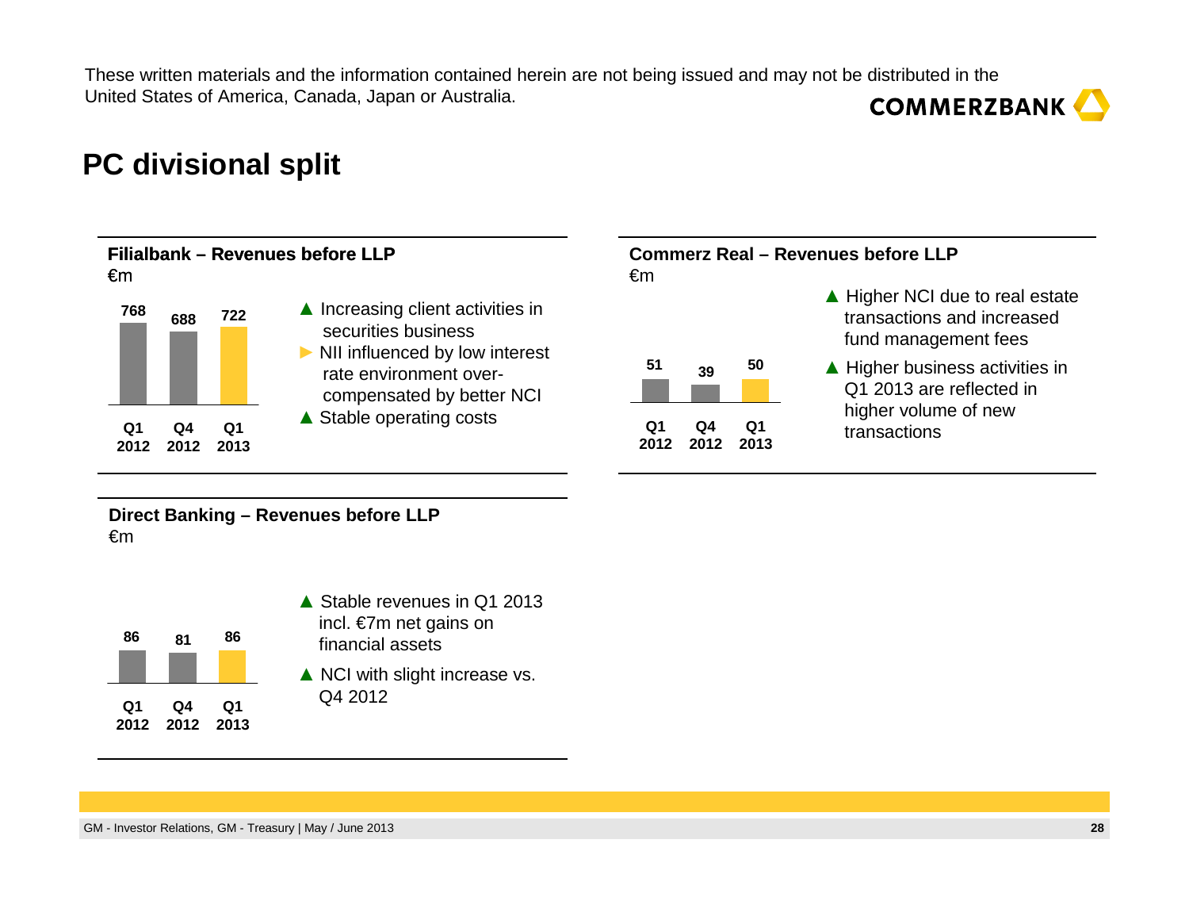These written materials and the information contained herein are not being issued and may not be distributed in the United States of America, Canada, Japan or Australia.

# PC divisional split

## Filialbank – Revenues before LLP

€m

| Q1 2012 | Q4 2012 | Q1 2013 |
|---|---|---|
| 768 | 688 | 722 |

- ▲ Increasing client activities in securities business
- ► NII influenced by low interest rate environment over-compensated by better NCI
- ▲ Stable operating costs

## Commerz Real – Revenues before LLP

€m

| Q1 2012 | Q4 2012 | Q1 2013 |
|---|---|---|
| 51 | 39 | 50 |

- ▲ Higher NCI due to real estate transactions and increased fund management fees
- ▲ Higher business activities in Q1 2013 are reflected in higher volume of new transactions

## Direct Banking – Revenues before LLP

€m

| Q1 2012 | Q4 2012 | Q1 2013 |
|---|---|---|
| 86 | 81 | 86 |

- ▲ Stable revenues in Q1 2013 incl. €7m net gains on financial assets
- ▲ NCI with slight increase vs. Q4 2012

GM - Investor Relations, GM - Treasury | May / June 2013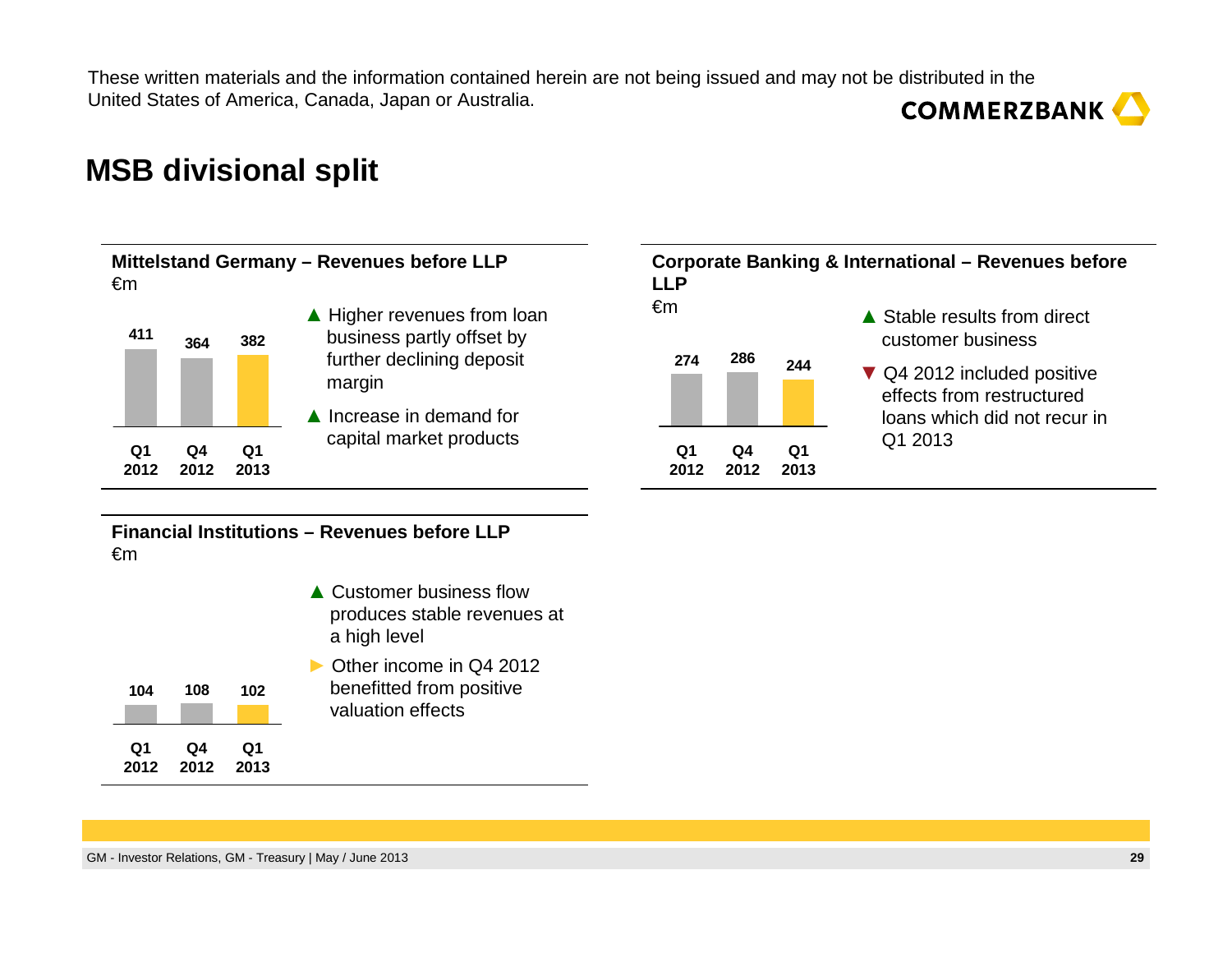These written materials and the information contained herein are not being issued and may not be distributed in the United States of America, Canada, Japan or Australia.

# MSB divisional split

### Mittelstand Germany – Revenues before LLP

€m

| Q1 2012 | Q4 2012 | Q1 2013 |
|---|---|---|
| 411 | 364 | 382 |

- ▲ Higher revenues from loan business partly offset by further declining deposit margin
- ▲ Increase in demand for capital market products

### Corporate Banking & International – Revenues before LLP

€m

| Q1 2012 | Q4 2012 | Q1 2013 |
|---|---|---|
| 274 | 286 | 244 |

- ▲ Stable results from direct customer business
- ▼ Q4 2012 included positive effects from restructured loans which did not recur in Q1 2013

### Financial Institutions – Revenues before LLP

€m

| Q1 2012 | Q4 2012 | Q1 2013 |
|---|---|---|
| 104 | 108 | 102 |

- ▲ Customer business flow produces stable revenues at a high level
- ► Other income in Q4 2012 benefitted from positive valuation effects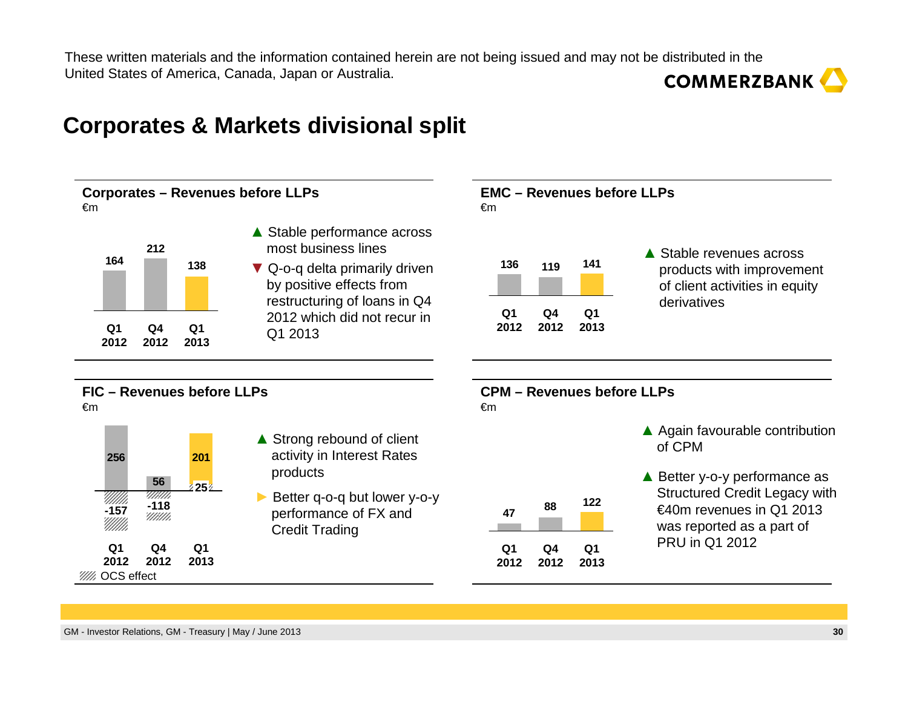These written materials and the information contained herein are not being issued and may not be distributed in the United States of America, Canada, Japan or Australia.

# Corporates & Markets divisional split

## Corporates – Revenues before LLPs

€m

| Q1 2012 | Q4 2012 | Q1 2013 |
|---|---|---|
| 164 | 212 | 138 |

- ▲ Stable performance across most business lines
- ▼ Q-o-q delta primarily driven by positive effects from restructuring of loans in Q4 2012 which did not recur in Q1 2013

## EMC – Revenues before LLPs

€m

| Q1 2012 | Q4 2012 | Q1 2013 |
|---|---|---|
| 136 | 119 | 141 |

- ▲ Stable revenues across products with improvement of client activities in equity derivatives

## FIC – Revenues before LLPs

€m

| | Q1 2012 | Q4 2012 | Q1 2013 |
|---|---|---|---|
| Revenues | 256 | 56 | 201 |
| OCS effect | -157 | -118 | 25 |

- ▲ Strong rebound of client activity in Interest Rates products
- ► Better q-o-q but lower y-o-y performance of FX and Credit Trading

## CPM – Revenues before LLPs

€m

| Q1 2012 | Q4 2012 | Q1 2013 |
|---|---|---|
| 47 | 88 | 122 |

- ▲ Again favourable contribution of CPM
- ▲ Better y-o-y performance as Structured Credit Legacy with €40m revenues in Q1 2013 was reported as a part of PRU in Q1 2012

GM - Investor Relations, GM - Treasury | May / June 2013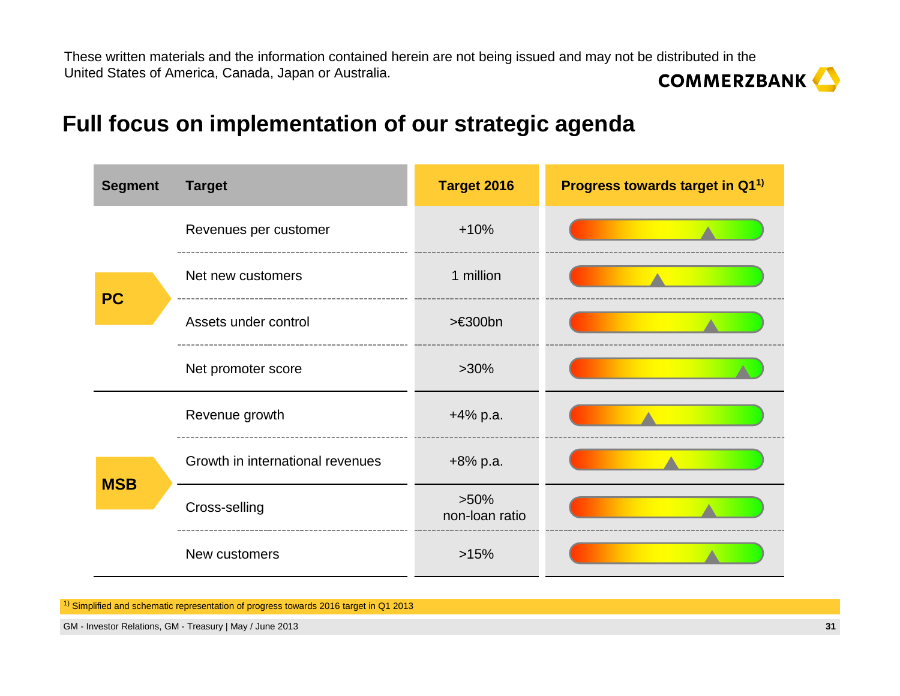These written materials and the information contained herein are not being issued and may not be distributed in the United States of America, Canada, Japan or Australia.

# Full focus on implementation of our strategic agenda

| Segment | Target | Target 2016 | Progress towards target in Q1[1] |
|---|---|---|---|
| PC | Revenues per customer | +10% | |
| | Net new customers | 1 million | |
| | Assets under control | >€300bn | |
| | Net promoter score | >30% | |
| MSB | Revenue growth | +4% p.a. | |
| | Growth in international revenues | +8% p.a. | |
| | Cross-selling | >50% non-loan ratio | |
| | New customers | >15% | |

[1] Simplified and schematic representation of progress towards 2016 target in Q1 2013

GM - Investor Relations, GM - Treasury | May / June 2013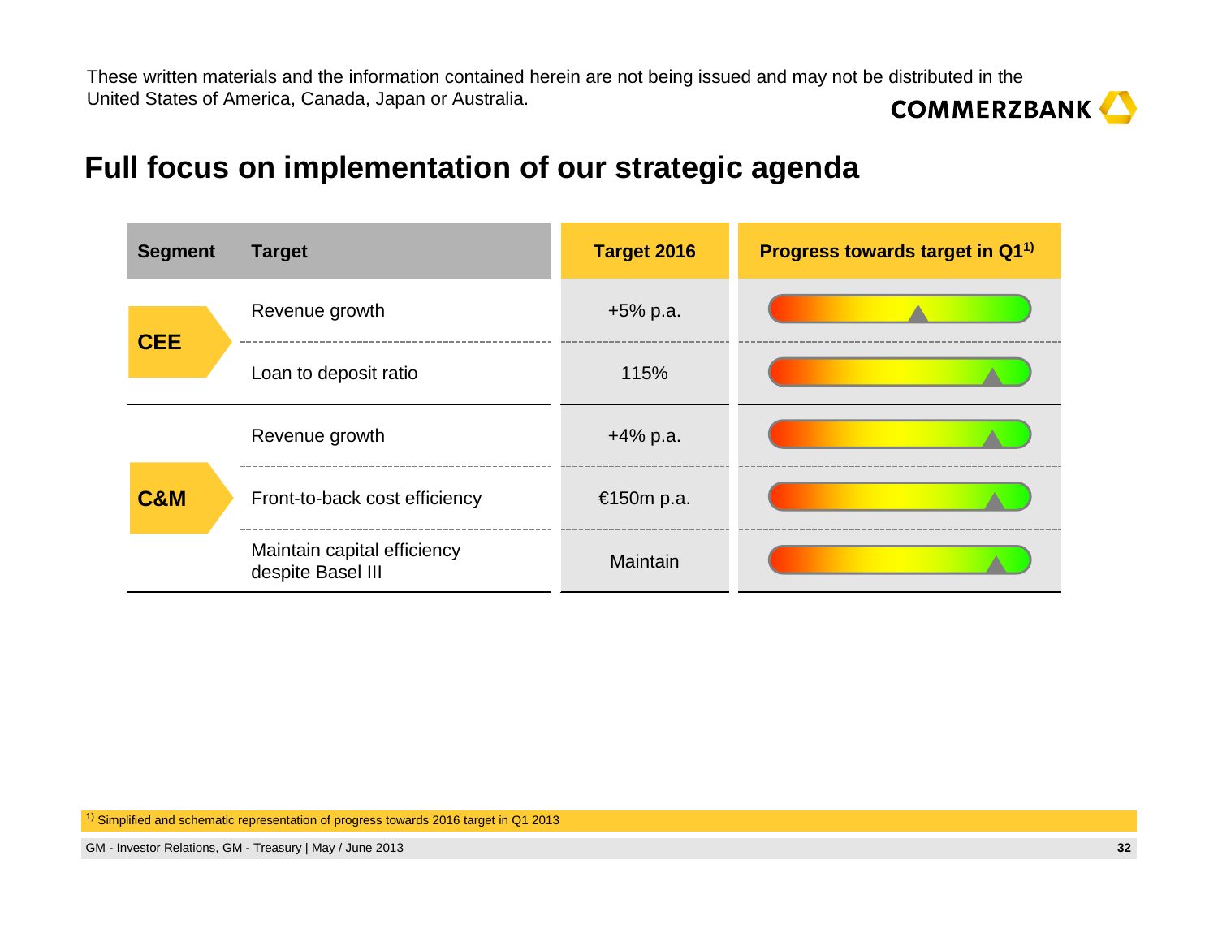These written materials and the information contained herein are not being issued and may not be distributed in the United States of America, Canada, Japan or Australia.

# Full focus on implementation of our strategic agenda

| Segment | Target | Target 2016 | Progress towards target in Q1[1] |
|---|---|---|---|
| CEE | Revenue growth | +5% p.a. | |
| | Loan to deposit ratio | 115% | |
| C&M | Revenue growth | +4% p.a. | |
| | Front-to-back cost efficiency | €150m p.a. | |
| | Maintain capital efficiency despite Basel III | Maintain | |

[1] Simplified and schematic representation of progress towards 2016 target in Q1 2013

GM - Investor Relations, GM - Treasury | May / June 2013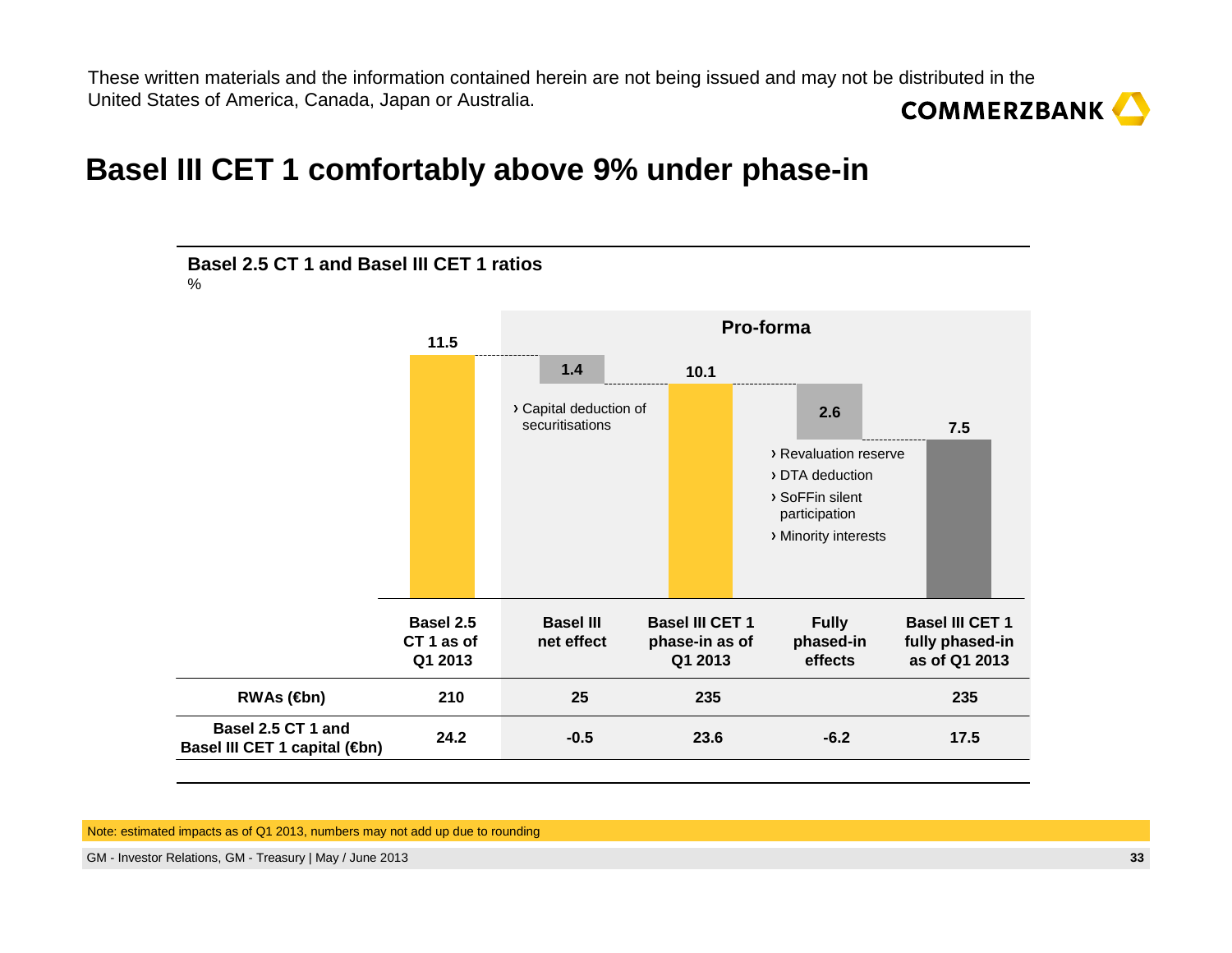These written materials and the information contained herein are not being issued and may not be distributed in the United States of America, Canada, Japan or Australia.

# Basel III CET 1 comfortably above 9% under phase-in

**Basel 2.5 CT 1 and Basel III CET 1 ratios**

%

Pro-forma

| | Basel 2.5 CT 1 as of Q1 2013 | Basel III net effect | Basel III CET 1 phase-in as of Q1 2013 | Fully phased-in effects | Basel III CET 1 fully phased-in as of Q1 2013 |
|---|---|---|---|---|---|
| Ratio (%) | 11.5 | 1.4 | 10.1 | 2.6 | 7.5 |
| | | › Capital deduction of securitisations | | › Revaluation reserve<br>› DTA deduction<br>› SoFFin silent participation<br>› Minority interests | |
| **RWAs (€bn)** | 210 | 25 | 235 | | 235 |
| **Basel 2.5 CT 1 and Basel III CET 1 capital (€bn)** | 24.2 | -0.5 | 23.6 | -6.2 | 17.5 |

Note: estimated impacts as of Q1 2013, numbers may not add up due to rounding

GM - Investor Relations, GM - Treasury | May / June 2013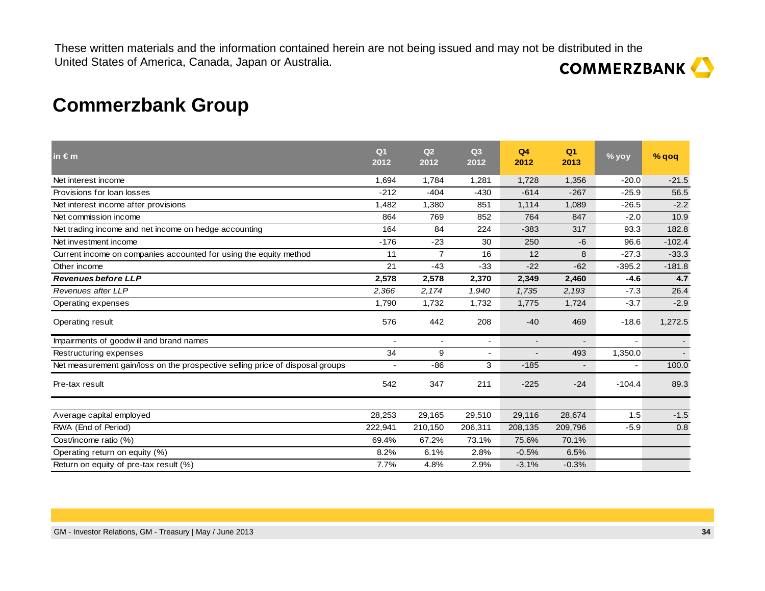These written materials and the information contained herein are not being issued and may not be distributed in the United States of America, Canada, Japan or Australia.

# Commerzbank Group

| in € m | Q1 2012 | Q2 2012 | Q3 2012 | Q4 2012 | Q1 2013 | % yoy | % qoq |
|---|---|---|---|---|---|---|---|
| Net interest income | 1,694 | 1,784 | 1,281 | 1,728 | 1,356 | -20.0 | -21.5 |
| Provisions for loan losses | -212 | -404 | -430 | -614 | -267 | -25.9 | 56.5 |
| Net interest income after provisions | 1,482 | 1,380 | 851 | 1,114 | 1,089 | -26.5 | -2.2 |
| Net commission income | 864 | 769 | 852 | 764 | 847 | -2.0 | 10.9 |
| Net trading income and net income on hedge accounting | 164 | 84 | 224 | -383 | 317 | 93.3 | 182.8 |
| Net investment income | -176 | -23 | 30 | 250 | -6 | 96.6 | -102.4 |
| Current income on companies accounted for using the equity method | 11 | 7 | 16 | 12 | 8 | -27.3 | -33.3 |
| Other income | 21 | -43 | -33 | -22 | -62 | -395.2 | -181.8 |
| ***Revenues before LLP*** | **2,578** | **2,578** | **2,370** | **2,349** | **2,460** | **-4.6** | **4.7** |
| *Revenues after LLP* | *2,366* | *2,174* | *1,940* | *1,735* | *2,193* | -7.3 | 26.4 |
| Operating expenses | 1,790 | 1,732 | 1,732 | 1,775 | 1,724 | -3.7 | -2.9 |
| Operating result | 576 | 442 | 208 | -40 | 469 | -18.6 | 1,272.5 |
| Impairments of goodwill and brand names | - | - | - | - | - | - | - |
| Restructuring expenses | 34 | 9 | - | - | 493 | 1,350.0 | - |
| Net measurement gain/loss on the prospective selling price of disposal groups | - | -86 | 3 | -185 | - | - | 100.0 |
| Pre-tax result | 542 | 347 | 211 | -225 | -24 | -104.4 | 89.3 |
| | | | | | | | |
| Average capital employed | 28,253 | 29,165 | 29,510 | 29,116 | 28,674 | 1.5 | -1.5 |
| RWA (End of Period) | 222,941 | 210,150 | 206,311 | 208,135 | 209,796 | -5.9 | 0.8 |
| Cost/income ratio (%) | 69.4% | 67.2% | 73.1% | 75.6% | 70.1% | | |
| Operating return on equity (%) | 8.2% | 6.1% | 2.8% | -0.5% | 6.5% | | |
| Return on equity of pre-tax result (%) | 7.7% | 4.8% | 2.9% | -3.1% | -0.3% | | |

GM - Investor Relations, GM - Treasury | May / June 2013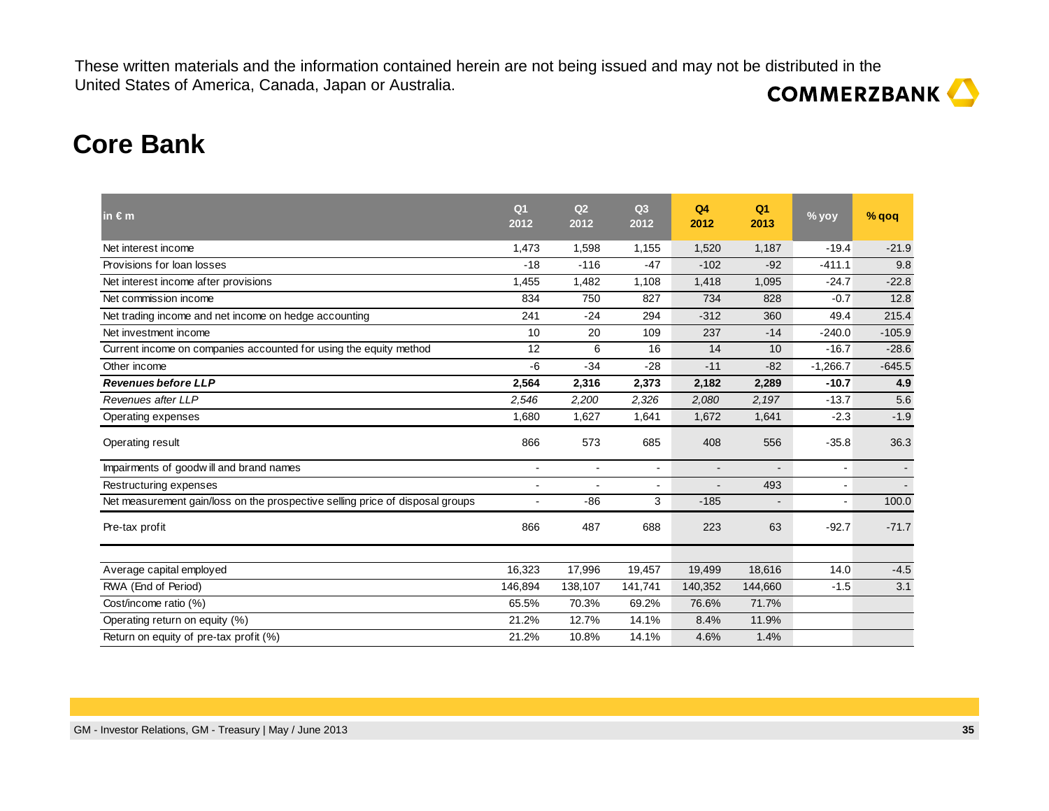These written materials and the information contained herein are not being issued and may not be distributed in the United States of America, Canada, Japan or Australia.

# Core Bank

| in € m | Q1 2012 | Q2 2012 | Q3 2012 | Q4 2012 | Q1 2013 | % yoy | % qoq |
|---|---|---|---|---|---|---|---|
| Net interest income | 1,473 | 1,598 | 1,155 | 1,520 | 1,187 | -19.4 | -21.9 |
| Provisions for loan losses | -18 | -116 | -47 | -102 | -92 | -411.1 | 9.8 |
| Net interest income after provisions | 1,455 | 1,482 | 1,108 | 1,418 | 1,095 | -24.7 | -22.8 |
| Net commission income | 834 | 750 | 827 | 734 | 828 | -0.7 | 12.8 |
| Net trading income and net income on hedge accounting | 241 | -24 | 294 | -312 | 360 | 49.4 | 215.4 |
| Net investment income | 10 | 20 | 109 | 237 | -14 | -240.0 | -105.9 |
| Current income on companies accounted for using the equity method | 12 | 6 | 16 | 14 | 10 | -16.7 | -28.6 |
| Other income | -6 | -34 | -28 | -11 | -82 | -1,266.7 | -645.5 |
| ***Revenues before LLP*** | **2,564** | **2,316** | **2,373** | **2,182** | **2,289** | **-10.7** | **4.9** |
| *Revenues after LLP* | *2,546* | *2,200* | *2,326* | *2,080* | *2,197* | -13.7 | 5.6 |
| Operating expenses | 1,680 | 1,627 | 1,641 | 1,672 | 1,641 | -2.3 | -1.9 |
| Operating result | 866 | 573 | 685 | 408 | 556 | -35.8 | 36.3 |
| Impairments of goodwill and brand names | - | - | - | - | - | - | - |
| Restructuring expenses | - | - | - | - | 493 | - | - |
| Net measurement gain/loss on the prospective selling price of disposal groups | - | -86 | 3 | -185 | - | - | 100.0 |
| Pre-tax profit | 866 | 487 | 688 | 223 | 63 | -92.7 | -71.7 |
| | | | | | | | |
| Average capital employed | 16,323 | 17,996 | 19,457 | 19,499 | 18,616 | 14.0 | -4.5 |
| RWA (End of Period) | 146,894 | 138,107 | 141,741 | 140,352 | 144,660 | -1.5 | 3.1 |
| Cost/income ratio (%) | 65.5% | 70.3% | 69.2% | 76.6% | 71.7% | | |
| Operating return on equity (%) | 21.2% | 12.7% | 14.1% | 8.4% | 11.9% | | |
| Return on equity of pre-tax profit (%) | 21.2% | 10.8% | 14.1% | 4.6% | 1.4% | | |

GM - Investor Relations, GM - Treasury | May / June 2013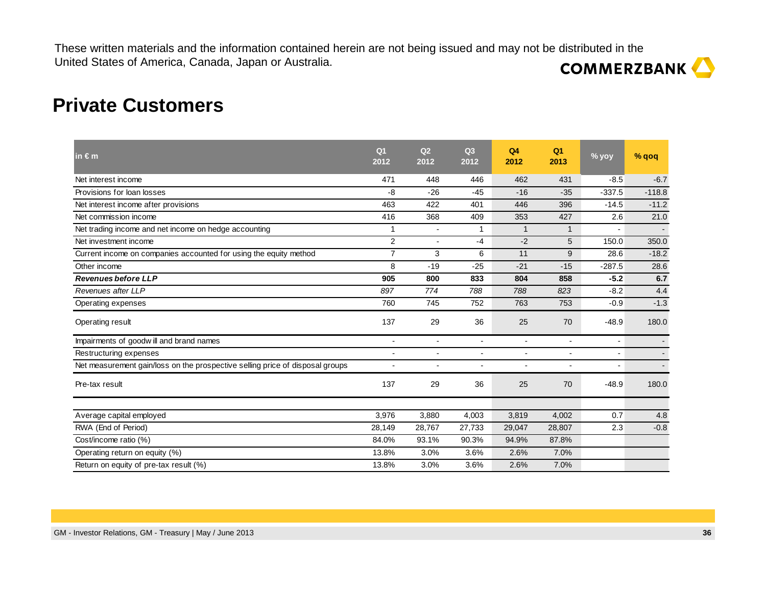These written materials and the information contained herein are not being issued and may not be distributed in the United States of America, Canada, Japan or Australia.

COMMERZBANK

# Private Customers

| in € m | Q1 2012 | Q2 2012 | Q3 2012 | Q4 2012 | Q1 2013 | % yoy | % qoq |
|---|---|---|---|---|---|---|---|
| Net interest income | 471 | 448 | 446 | 462 | 431 | -8.5 | -6.7 |
| Provisions for loan losses | -8 | -26 | -45 | -16 | -35 | -337.5 | -118.8 |
| Net interest income after provisions | 463 | 422 | 401 | 446 | 396 | -14.5 | -11.2 |
| Net commission income | 416 | 368 | 409 | 353 | 427 | 2.6 | 21.0 |
| Net trading income and net income on hedge accounting | 1 | - | 1 | 1 | 1 | - | - |
| Net investment income | 2 | - | -4 | -2 | 5 | 150.0 | 350.0 |
| Current income on companies accounted for using the equity method | 7 | 3 | 6 | 11 | 9 | 28.6 | -18.2 |
| Other income | 8 | -19 | -25 | -21 | -15 | -287.5 | 28.6 |
| ***Revenues before LLP*** | **905** | **800** | **833** | **804** | **858** | **-5.2** | **6.7** |
| *Revenues after LLP* | *897* | *774* | *788* | *788* | *823* | -8.2 | 4.4 |
| Operating expenses | 760 | 745 | 752 | 763 | 753 | -0.9 | -1.3 |
| Operating result | 137 | 29 | 36 | 25 | 70 | -48.9 | 180.0 |
| Impairments of goodwill and brand names | - | - | - | - | - | - | - |
| Restructuring expenses | - | - | - | - | - | - | - |
| Net measurement gain/loss on the prospective selling price of disposal groups | - | - | - | - | - | - | - |
| Pre-tax result | 137 | 29 | 36 | 25 | 70 | -48.9 | 180.0 |
| | | | | | | | |
| Average capital employed | 3,976 | 3,880 | 4,003 | 3,819 | 4,002 | 0.7 | 4.8 |
| RWA (End of Period) | 28,149 | 28,767 | 27,733 | 29,047 | 28,807 | 2.3 | -0.8 |
| Cost/income ratio (%) | 84.0% | 93.1% | 90.3% | 94.9% | 87.8% | | |
| Operating return on equity (%) | 13.8% | 3.0% | 3.6% | 2.6% | 7.0% | | |
| Return on equity of pre-tax result (%) | 13.8% | 3.0% | 3.6% | 2.6% | 7.0% | | |

GM - Investor Relations, GM - Treasury | May / June 2013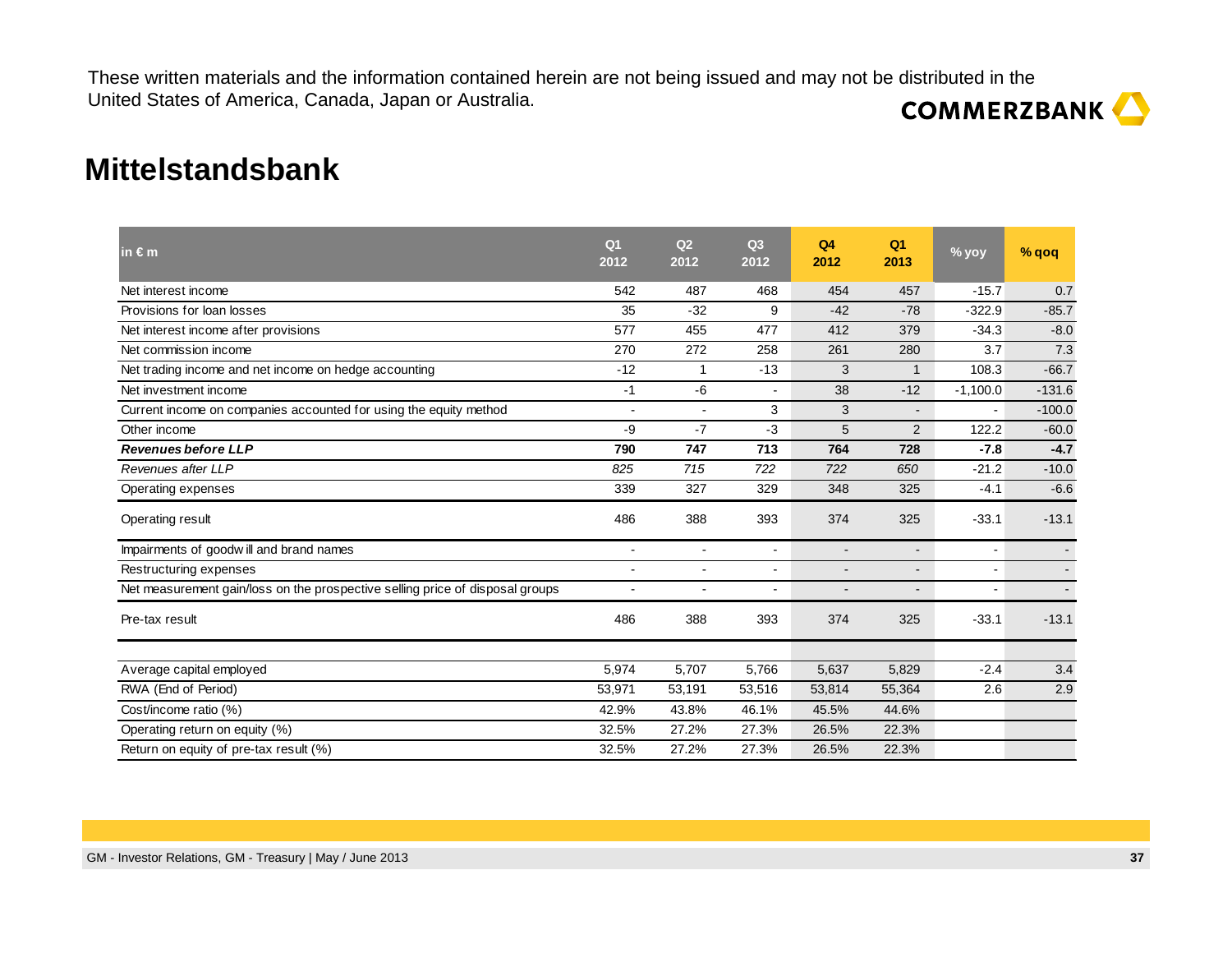These written materials and the information contained herein are not being issued and may not be distributed in the United States of America, Canada, Japan or Australia.

# Mittelstandsbank

| in € m | Q1 2012 | Q2 2012 | Q3 2012 | Q4 2012 | Q1 2013 | % yoy | % qoq |
|---|---|---|---|---|---|---|---|
| Net interest income | 542 | 487 | 468 | 454 | 457 | -15.7 | 0.7 |
| Provisions for loan losses | 35 | -32 | 9 | -42 | -78 | -322.9 | -85.7 |
| Net interest income after provisions | 577 | 455 | 477 | 412 | 379 | -34.3 | -8.0 |
| Net commission income | 270 | 272 | 258 | 261 | 280 | 3.7 | 7.3 |
| Net trading income and net income on hedge accounting | -12 | 1 | -13 | 3 | 1 | 108.3 | -66.7 |
| Net investment income | -1 | -6 | - | 38 | -12 | -1,100.0 | -131.6 |
| Current income on companies accounted for using the equity method | - | - | 3 | 3 | - | - | -100.0 |
| Other income | -9 | -7 | -3 | 5 | 2 | 122.2 | -60.0 |
| ***Revenues before LLP*** | **790** | **747** | **713** | **764** | **728** | **-7.8** | **-4.7** |
| *Revenues after LLP* | *825* | *715* | *722* | *722* | *650* | -21.2 | -10.0 |
| Operating expenses | 339 | 327 | 329 | 348 | 325 | -4.1 | -6.6 |
| Operating result | 486 | 388 | 393 | 374 | 325 | -33.1 | -13.1 |
| Impairments of goodwill and brand names | - | - | - | - | - | - | - |
| Restructuring expenses | - | - | - | - | - | - | - |
| Net measurement gain/loss on the prospective selling price of disposal groups | - | - | - | - | - | - | - |
| Pre-tax result | 486 | 388 | 393 | 374 | 325 | -33.1 | -13.1 |
| | | | | | | | |
| Average capital employed | 5,974 | 5,707 | 5,766 | 5,637 | 5,829 | -2.4 | 3.4 |
| RWA (End of Period) | 53,971 | 53,191 | 53,516 | 53,814 | 55,364 | 2.6 | 2.9 |
| Cost/income ratio (%) | 42.9% | 43.8% | 46.1% | 45.5% | 44.6% | | |
| Operating return on equity (%) | 32.5% | 27.2% | 27.3% | 26.5% | 22.3% | | |
| Return on equity of pre-tax result (%) | 32.5% | 27.2% | 27.3% | 26.5% | 22.3% | | |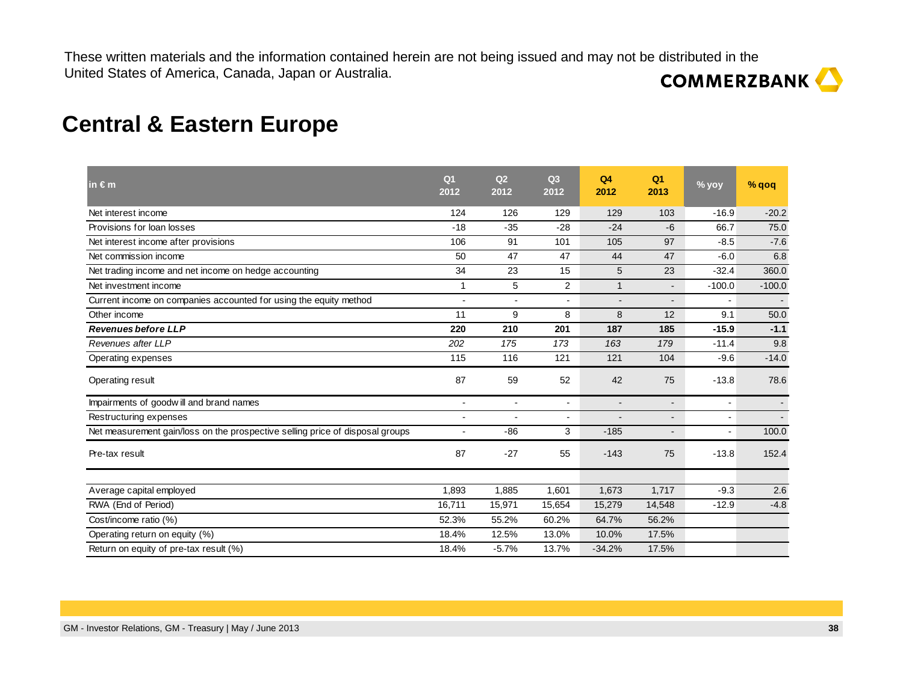These written materials and the information contained herein are not being issued and may not be distributed in the United States of America, Canada, Japan or Australia.

# Central & Eastern Europe

| in € m | Q1 2012 | Q2 2012 | Q3 2012 | Q4 2012 | Q1 2013 | % yoy | % qoq |
|---|---|---|---|---|---|---|---|
| Net interest income | 124 | 126 | 129 | 129 | 103 | -16.9 | -20.2 |
| Provisions for loan losses | -18 | -35 | -28 | -24 | -6 | 66.7 | 75.0 |
| Net interest income after provisions | 106 | 91 | 101 | 105 | 97 | -8.5 | -7.6 |
| Net commission income | 50 | 47 | 47 | 44 | 47 | -6.0 | 6.8 |
| Net trading income and net income on hedge accounting | 34 | 23 | 15 | 5 | 23 | -32.4 | 360.0 |
| Net investment income | 1 | 5 | 2 | 1 | - | -100.0 | -100.0 |
| Current income on companies accounted for using the equity method | - | - | - | - | - | - | - |
| Other income | 11 | 9 | 8 | 8 | 12 | 9.1 | 50.0 |
| ***Revenues before LLP*** | **220** | **210** | **201** | **187** | **185** | **-15.9** | **-1.1** |
| *Revenues after LLP* | *202* | *175* | *173* | *163* | *179* | -11.4 | 9.8 |
| Operating expenses | 115 | 116 | 121 | 121 | 104 | -9.6 | -14.0 |
| Operating result | 87 | 59 | 52 | 42 | 75 | -13.8 | 78.6 |
| Impairments of goodwill and brand names | - | - | - | - | - | - | - |
| Restructuring expenses | - | - | - | - | - | - | - |
| Net measurement gain/loss on the prospective selling price of disposal groups | - | -86 | 3 | -185 | - | - | 100.0 |
| Pre-tax result | 87 | -27 | 55 | -143 | 75 | -13.8 | 152.4 |
| | | | | | | | |
| Average capital employed | 1,893 | 1,885 | 1,601 | 1,673 | 1,717 | -9.3 | 2.6 |
| RWA (End of Period) | 16,711 | 15,971 | 15,654 | 15,279 | 14,548 | -12.9 | -4.8 |
| Cost/income ratio (%) | 52.3% | 55.2% | 60.2% | 64.7% | 56.2% | | |
| Operating return on equity (%) | 18.4% | 12.5% | 13.0% | 10.0% | 17.5% | | |
| Return on equity of pre-tax result (%) | 18.4% | -5.7% | 13.7% | -34.2% | 17.5% | | |

GM - Investor Relations, GM - Treasury | May / June 2013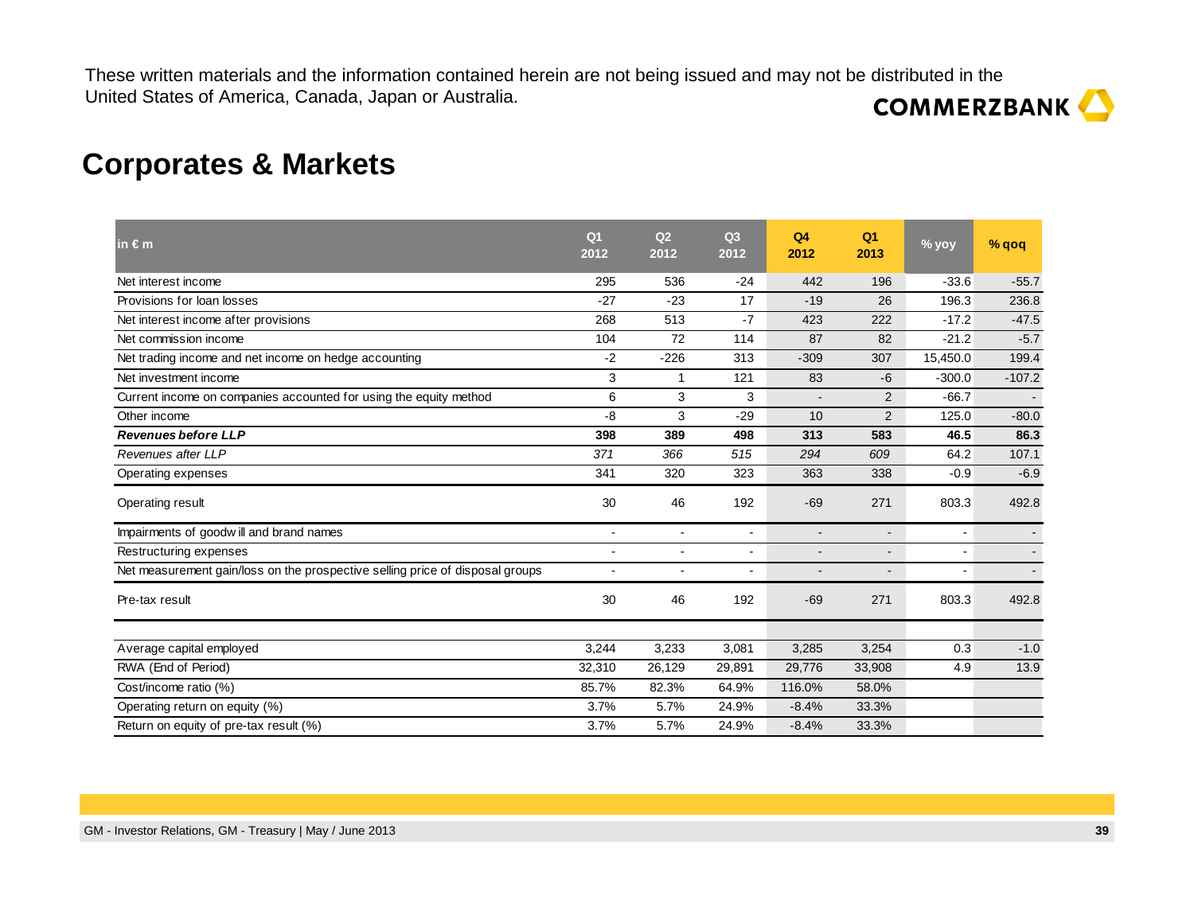These written materials and the information contained herein are not being issued and may not be distributed in the United States of America, Canada, Japan or Australia.

# Corporates & Markets

| in € m | Q1 2012 | Q2 2012 | Q3 2012 | Q4 2012 | Q1 2013 | % yoy | % qoq |
|---|---|---|---|---|---|---|---|
| Net interest income | 295 | 536 | -24 | 442 | 196 | -33.6 | -55.7 |
| Provisions for loan losses | -27 | -23 | 17 | -19 | 26 | 196.3 | 236.8 |
| Net interest income after provisions | 268 | 513 | -7 | 423 | 222 | -17.2 | -47.5 |
| Net commission income | 104 | 72 | 114 | 87 | 82 | -21.2 | -5.7 |
| Net trading income and net income on hedge accounting | -2 | -226 | 313 | -309 | 307 | 15,450.0 | 199.4 |
| Net investment income | 3 | 1 | 121 | 83 | -6 | -300.0 | -107.2 |
| Current income on companies accounted for using the equity method | 6 | 3 | 3 | - | 2 | -66.7 | - |
| Other income | -8 | 3 | -29 | 10 | 2 | 125.0 | -80.0 |
| ***Revenues before LLP*** | **398** | **389** | **498** | **313** | **583** | **46.5** | **86.3** |
| *Revenues after LLP* | *371* | *366* | *515* | *294* | *609* | 64.2 | 107.1 |
| Operating expenses | 341 | 320 | 323 | 363 | 338 | -0.9 | -6.9 |
| Operating result | 30 | 46 | 192 | -69 | 271 | 803.3 | 492.8 |
| Impairments of goodwill and brand names | - | - | - | - | - | - | - |
| Restructuring expenses | - | - | - | - | - | - | - |
| Net measurement gain/loss on the prospective selling price of disposal groups | - | - | - | - | - | - | - |
| Pre-tax result | 30 | 46 | 192 | -69 | 271 | 803.3 | 492.8 |
| | | | | | | | |
| Average capital employed | 3,244 | 3,233 | 3,081 | 3,285 | 3,254 | 0.3 | -1.0 |
| RWA (End of Period) | 32,310 | 26,129 | 29,891 | 29,776 | 33,908 | 4.9 | 13.9 |
| Cost/income ratio (%) | 85.7% | 82.3% | 64.9% | 116.0% | 58.0% | | |
| Operating return on equity (%) | 3.7% | 5.7% | 24.9% | -8.4% | 33.3% | | |
| Return on equity of pre-tax result (%) | 3.7% | 5.7% | 24.9% | -8.4% | 33.3% | | |

GM - Investor Relations, GM - Treasury | May / June 2013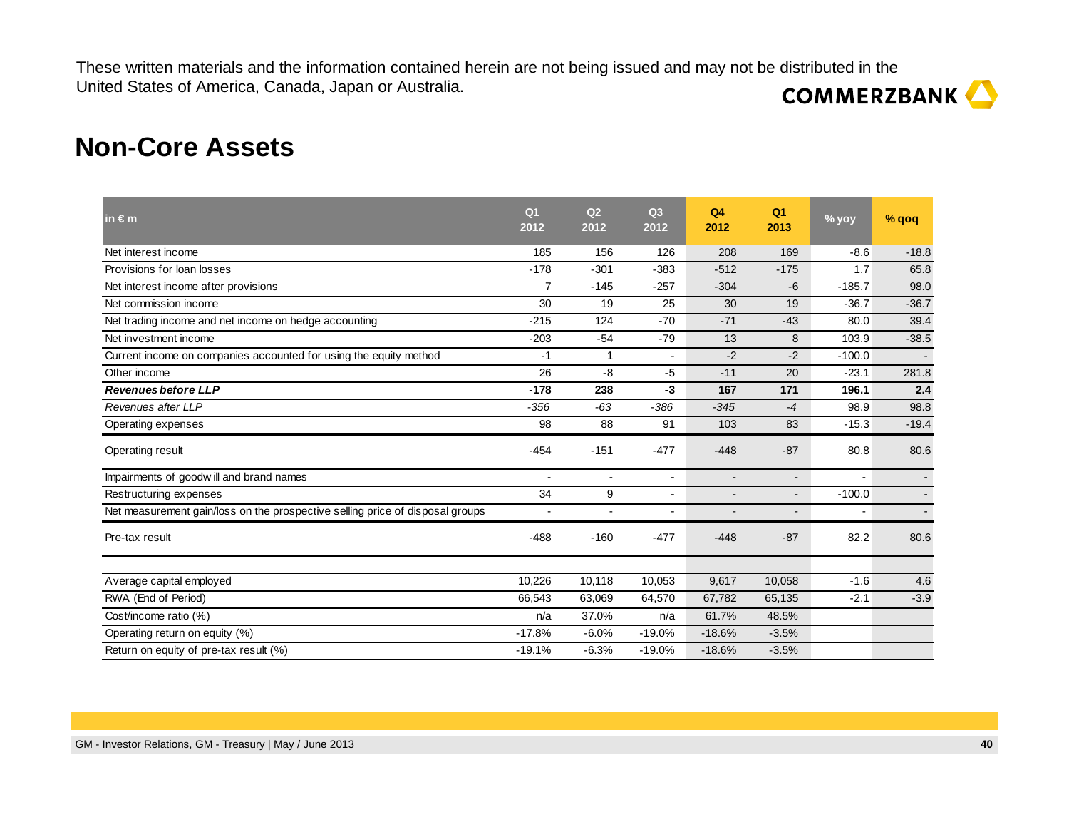These written materials and the information contained herein are not being issued and may not be distributed in the United States of America, Canada, Japan or Australia.

# Non-Core Assets

| in € m | Q1 2012 | Q2 2012 | Q3 2012 | Q4 2012 | Q1 2013 | % yoy | % qoq |
|---|---|---|---|---|---|---|---|
| Net interest income | 185 | 156 | 126 | 208 | 169 | -8.6 | -18.8 |
| Provisions for loan losses | -178 | -301 | -383 | -512 | -175 | 1.7 | 65.8 |
| Net interest income after provisions | 7 | -145 | -257 | -304 | -6 | -185.7 | 98.0 |
| Net commission income | 30 | 19 | 25 | 30 | 19 | -36.7 | -36.7 |
| Net trading income and net income on hedge accounting | -215 | 124 | -70 | -71 | -43 | 80.0 | 39.4 |
| Net investment income | -203 | -54 | -79 | 13 | 8 | 103.9 | -38.5 |
| Current income on companies accounted for using the equity method | -1 | 1 | - | -2 | -2 | -100.0 | - |
| Other income | 26 | -8 | -5 | -11 | 20 | -23.1 | 281.8 |
| ***Revenues before LLP*** | **-178** | **238** | **-3** | **167** | **171** | **196.1** | **2.4** |
| *Revenues after LLP* | *-356* | *-63* | *-386* | *-345* | *-4* | 98.9 | 98.8 |
| Operating expenses | 98 | 88 | 91 | 103 | 83 | -15.3 | -19.4 |
| Operating result | -454 | -151 | -477 | -448 | -87 | 80.8 | 80.6 |
| Impairments of goodwill and brand names | - | - | - | - | - | - | - |
| Restructuring expenses | 34 | 9 | - | - | - | -100.0 | - |
| Net measurement gain/loss on the prospective selling price of disposal groups | - | - | - | - | - | - | - |
| Pre-tax result | -488 | -160 | -477 | -448 | -87 | 82.2 | 80.6 |
| | | | | | | | |
| Average capital employed | 10,226 | 10,118 | 10,053 | 9,617 | 10,058 | -1.6 | 4.6 |
| RWA (End of Period) | 66,543 | 63,069 | 64,570 | 67,782 | 65,135 | -2.1 | -3.9 |
| Cost/income ratio (%) | n/a | 37.0% | n/a | 61.7% | 48.5% | | |
| Operating return on equity (%) | -17.8% | -6.0% | -19.0% | -18.6% | -3.5% | | |
| Return on equity of pre-tax result (%) | -19.1% | -6.3% | -19.0% | -18.6% | -3.5% | | |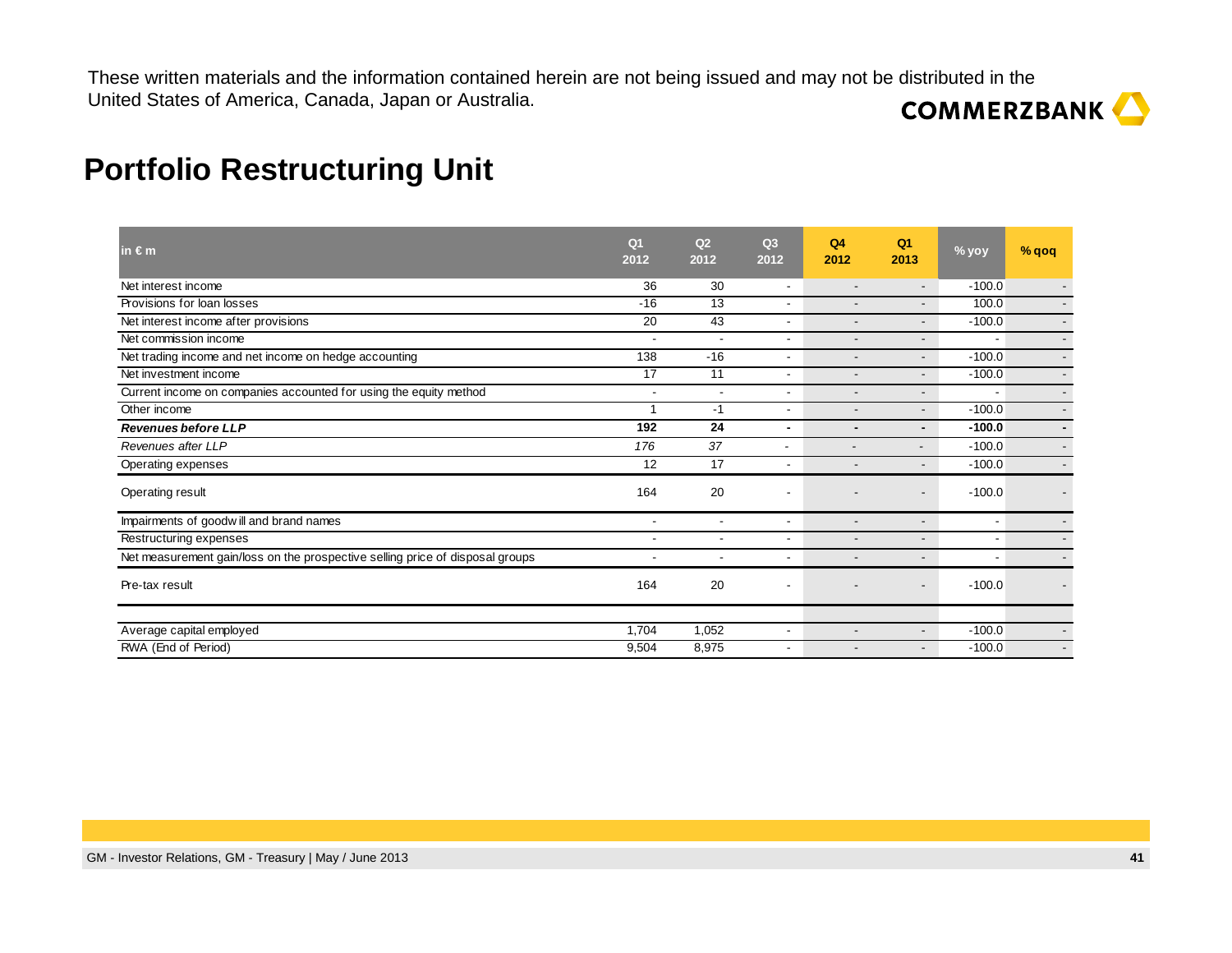These written materials and the information contained herein are not being issued and may not be distributed in the United States of America, Canada, Japan or Australia.

# Portfolio Restructuring Unit

| in € m | Q1 2012 | Q2 2012 | Q3 2012 | Q4 2012 | Q1 2013 | % yoy | % qoq |
|---|---|---|---|---|---|---|---|
| Net interest income | 36 | 30 | - | - | - | -100.0 | - |
| Provisions for loan losses | -16 | 13 | - | - | - | 100.0 | - |
| Net interest income after provisions | 20 | 43 | - | - | - | -100.0 | - |
| Net commission income | - | - | - | - | - | - | - |
| Net trading income and net income on hedge accounting | 138 | -16 | - | - | - | -100.0 | - |
| Net investment income | 17 | 11 | - | - | - | -100.0 | - |
| Current income on companies accounted for using the equity method | - | - | - | - | - | - | - |
| Other income | 1 | -1 | - | - | - | -100.0 | - |
| ***Revenues before LLP*** | **192** | **24** | **-** | **-** | **-** | **-100.0** | **-** |
| *Revenues after LLP* | *176* | *37* | - | - | - | -100.0 | - |
| Operating expenses | 12 | 17 | - | - | - | -100.0 | - |
| Operating result | 164 | 20 | - | - | - | -100.0 | - |
| Impairments of goodwill and brand names | - | - | - | - | - | - | - |
| Restructuring expenses | - | - | - | - | - | - | - |
| Net measurement gain/loss on the prospective selling price of disposal groups | - | - | - | - | - | - | - |
| Pre-tax result | 164 | 20 | - | - | - | -100.0 | - |
| | | | | | | | |
| Average capital employed | 1,704 | 1,052 | - | - | - | -100.0 | - |
| RWA (End of Period) | 9,504 | 8,975 | - | - | - | -100.0 | - |

GM - Investor Relations, GM - Treasury | May / June 2013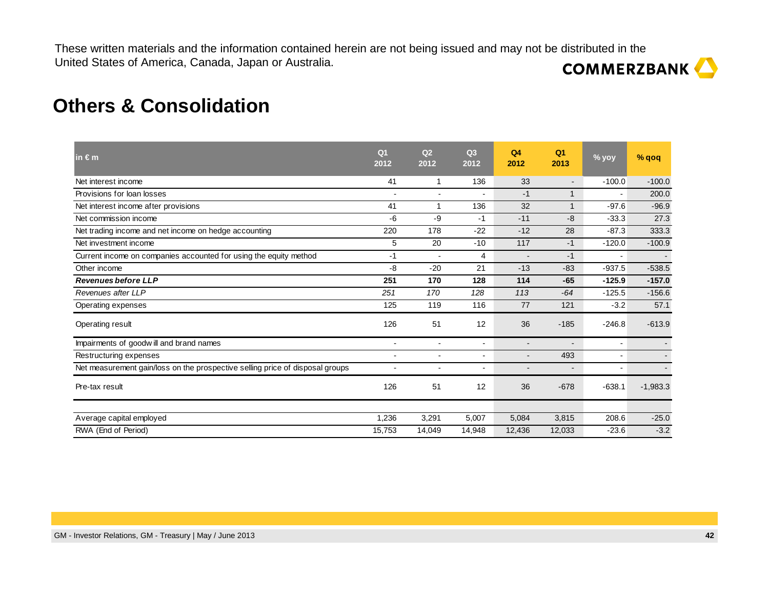These written materials and the information contained herein are not being issued and may not be distributed in the United States of America, Canada, Japan or Australia.

# Others & Consolidation

| in € m | Q1 2012 | Q2 2012 | Q3 2012 | Q4 2012 | Q1 2013 | % yoy | % qoq |
|---|---|---|---|---|---|---|---|
| Net interest income | 41 | 1 | 136 | 33 | - | -100.0 | -100.0 |
| Provisions for loan losses | - | - | - | -1 | 1 | - | 200.0 |
| Net interest income after provisions | 41 | 1 | 136 | 32 | 1 | -97.6 | -96.9 |
| Net commission income | -6 | -9 | -1 | -11 | -8 | -33.3 | 27.3 |
| Net trading income and net income on hedge accounting | 220 | 178 | -22 | -12 | 28 | -87.3 | 333.3 |
| Net investment income | 5 | 20 | -10 | 117 | -1 | -120.0 | -100.9 |
| Current income on companies accounted for using the equity method | -1 | - | 4 | - | -1 | - | - |
| Other income | -8 | -20 | 21 | -13 | -83 | -937.5 | -538.5 |
| ***Revenues before LLP*** | **251** | **170** | **128** | **114** | **-65** | **-125.9** | **-157.0** |
| *Revenues after LLP* | *251* | *170* | *128* | *113* | *-64* | -125.5 | -156.6 |
| Operating expenses | 125 | 119 | 116 | 77 | 121 | -3.2 | 57.1 |
| Operating result | 126 | 51 | 12 | 36 | -185 | -246.8 | -613.9 |
| Impairments of goodwill and brand names | - | - | - | - | - | - | - |
| Restructuring expenses | - | - | - | - | 493 | - | - |
| Net measurement gain/loss on the prospective selling price of disposal groups | - | - | - | - | - | - | - |
| Pre-tax result | 126 | 51 | 12 | 36 | -678 | -638.1 | -1,983.3 |
| | | | | | | | |
| Average capital employed | 1,236 | 3,291 | 5,007 | 5,084 | 3,815 | 208.6 | -25.0 |
| RWA (End of Period) | 15,753 | 14,049 | 14,948 | 12,436 | 12,033 | -23.6 | -3.2 |

GM - Investor Relations, GM - Treasury | May / June 2013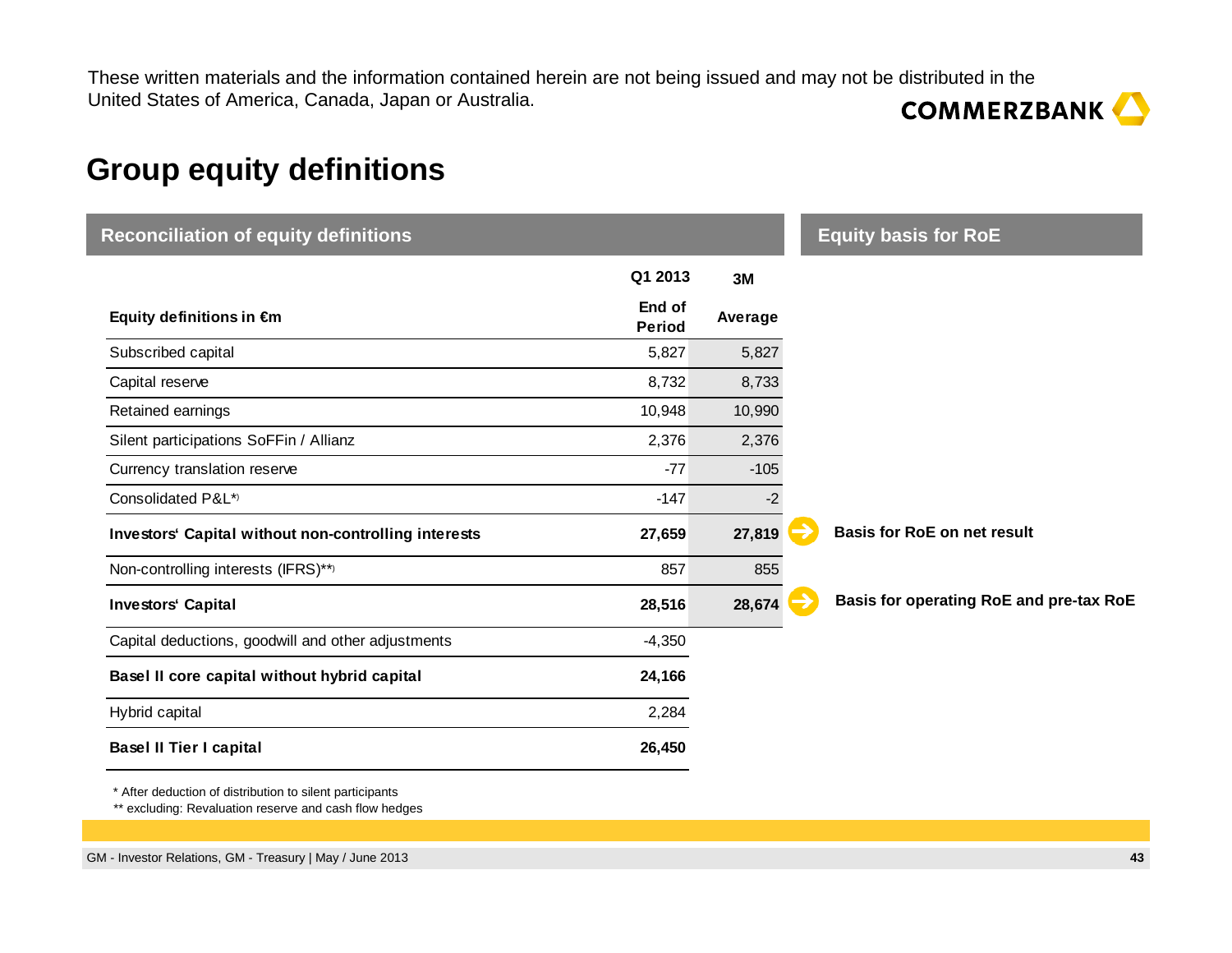These written materials and the information contained herein are not being issued and may not be distributed in the United States of America, Canada, Japan or Australia.

# Group equity definitions

## Reconciliation of equity definitions

| Equity definitions in €m | Q1 2013 End of Period | 3M Average | Equity basis for RoE |
|---|---|---|---|
| Subscribed capital | 5,827 | 5,827 | |
| Capital reserve | 8,732 | 8,733 | |
| Retained earnings | 10,948 | 10,990 | |
| Silent participations SoFFin / Allianz | 2,376 | 2,376 | |
| Currency translation reserve | -77 | -105 | |
| Consolidated P&L*) | -147 | -2 | |
| **Investors' Capital without non-controlling interests** | **27,659** | **27,819** | **Basis for RoE on net result** |
| Non-controlling interests (IFRS)**) | 857 | 855 | |
| **Investors' Capital** | **28,516** | **28,674** | **Basis for operating RoE and pre-tax RoE** |
| Capital deductions, goodwill and other adjustments | -4,350 | | |
| **Basel II core capital without hybrid capital** | **24,166** | | |
| Hybrid capital | 2,284 | | |
| **Basel II Tier I capital** | **26,450** | | |

* After deduction of distribution to silent participants

** excluding: Revaluation reserve and cash flow hedges

GM - Investor Relations, GM - Treasury | May / June 2013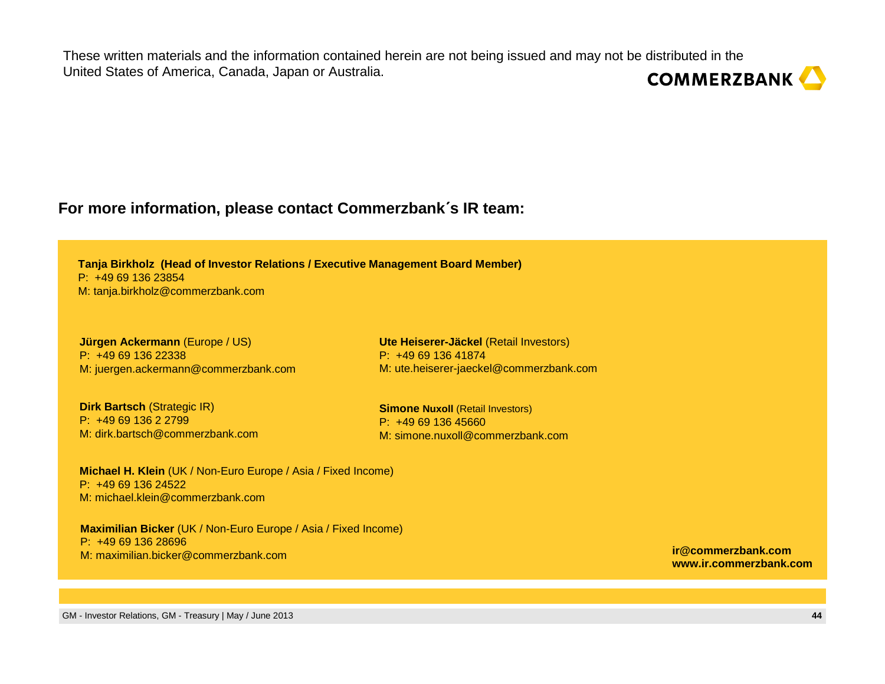These written materials and the information contained herein are not being issued and may not be distributed in the United States of America, Canada, Japan or Australia.

COMMERZBANK

## For more information, please contact Commerzbank´s IR team:

**Tanja Birkholz (Head of Investor Relations / Executive Management Board Member)**
P: +49 69 136 23854
M: tanja.birkholz@commerzbank.com

**Jürgen Ackermann** (Europe / US)
P: +49 69 136 22338
M: juergen.ackermann@commerzbank.com

**Dirk Bartsch** (Strategic IR)
P: +49 69 136 2 2799
M: dirk.bartsch@commerzbank.com

**Michael H. Klein** (UK / Non-Euro Europe / Asia / Fixed Income)
P: +49 69 136 24522
M: michael.klein@commerzbank.com

**Maximilian Bicker** (UK / Non-Euro Europe / Asia / Fixed Income)
P: +49 69 136 28696
M: maximilian.bicker@commerzbank.com

**Ute Heiserer-Jäckel** (Retail Investors)
P: +49 69 136 41874
M: ute.heiserer-jaeckel@commerzbank.com

**Simone Nuxoll** (Retail Investors)
P: +49 69 136 45660
M: simone.nuxoll@commerzbank.com

**ir@commerzbank.com**
**www.ir.commerzbank.com**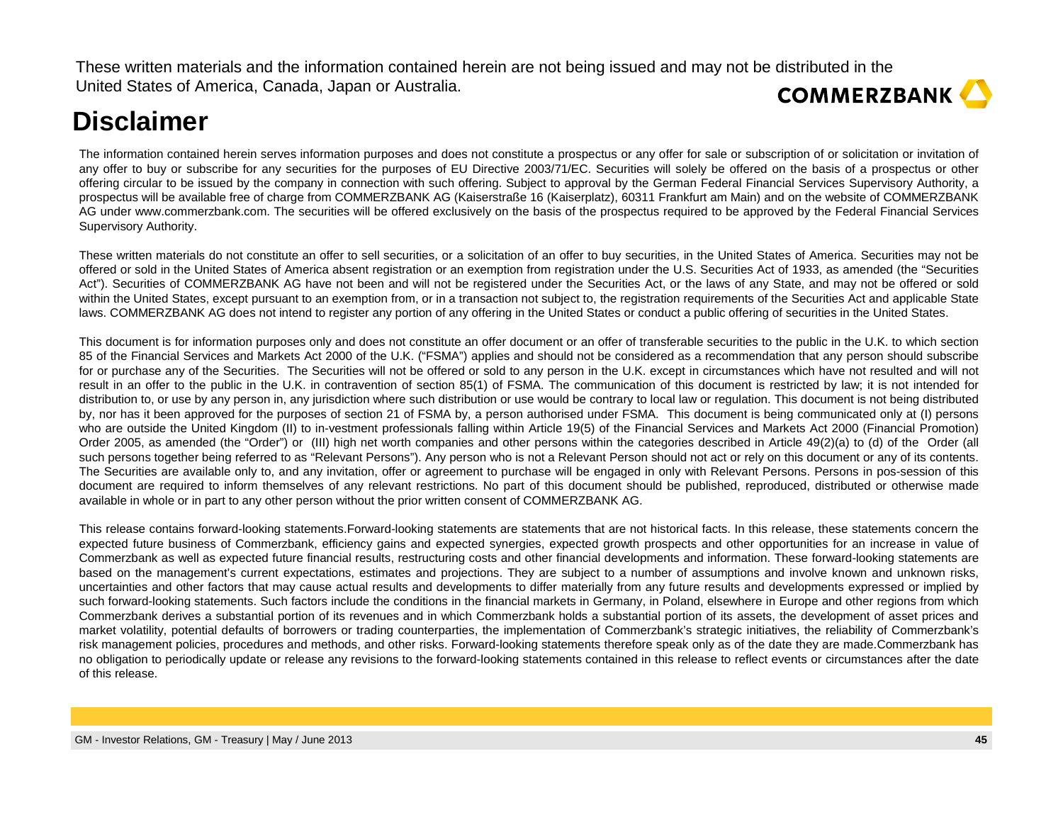These written materials and the information contained herein are not being issued and may not be distributed in the United States of America, Canada, Japan or Australia.

# Disclaimer

The information contained herein serves information purposes and does not constitute a prospectus or any offer for sale or subscription of or solicitation or invitation of any offer to buy or subscribe for any securities for the purposes of EU Directive 2003/71/EC. Securities will solely be offered on the basis of a prospectus or other offering circular to be issued by the company in connection with such offering. Subject to approval by the German Federal Financial Services Supervisory Authority, a prospectus will be available free of charge from COMMERZBANK AG (Kaiserstraße 16 (Kaiserplatz), 60311 Frankfurt am Main) and on the website of COMMERZBANK AG under www.commerzbank.com. The securities will be offered exclusively on the basis of the prospectus required to be approved by the Federal Financial Services Supervisory Authority.

These written materials do not constitute an offer to sell securities, or a solicitation of an offer to buy securities, in the United States of America. Securities may not be offered or sold in the United States of America absent registration or an exemption from registration under the U.S. Securities Act of 1933, as amended (the "Securities Act"). Securities of COMMERZBANK AG have not been and will not be registered under the Securities Act, or the laws of any State, and may not be offered or sold within the United States, except pursuant to an exemption from, or in a transaction not subject to, the registration requirements of the Securities Act and applicable State laws. COMMERZBANK AG does not intend to register any portion of any offering in the United States or conduct a public offering of securities in the United States.

This document is for information purposes only and does not constitute an offer document or an offer of transferable securities to the public in the U.K. to which section 85 of the Financial Services and Markets Act 2000 of the U.K. ("FSMA") applies and should not be considered as a recommendation that any person should subscribe for or purchase any of the Securities. The Securities will not be offered or sold to any person in the U.K. except in circumstances which have not resulted and will not result in an offer to the public in the U.K. in contravention of section 85(1) of FSMA. The communication of this document is restricted by law; it is not intended for distribution to, or use by any person in, any jurisdiction where such distribution or use would be contrary to local law or regulation. This document is not being distributed by, nor has it been approved for the purposes of section 21 of FSMA by, a person authorised under FSMA. This document is being communicated only at (I) persons who are outside the United Kingdom (II) to in-vestment professionals falling within Article 19(5) of the Financial Services and Markets Act 2000 (Financial Promotion) Order 2005, as amended (the "Order") or (III) high net worth companies and other persons within the categories described in Article 49(2)(a) to (d) of the Order (all such persons together being referred to as "Relevant Persons"). Any person who is not a Relevant Person should not act or rely on this document or any of its contents. The Securities are available only to, and any invitation, offer or agreement to purchase will be engaged in only with Relevant Persons. Persons in pos-session of this document are required to inform themselves of any relevant restrictions. No part of this document should be published, reproduced, distributed or otherwise made available in whole or in part to any other person without the prior written consent of COMMERZBANK AG.

This release contains forward-looking statements.Forward-looking statements are statements that are not historical facts. In this release, these statements concern the expected future business of Commerzbank, efficiency gains and expected synergies, expected growth prospects and other opportunities for an increase in value of Commerzbank as well as expected future financial results, restructuring costs and other financial developments and information. These forward-looking statements are based on the management's current expectations, estimates and projections. They are subject to a number of assumptions and involve known and unknown risks, uncertainties and other factors that may cause actual results and developments to differ materially from any future results and developments expressed or implied by such forward-looking statements. Such factors include the conditions in the financial markets in Germany, in Poland, elsewhere in Europe and other regions from which Commerzbank derives a substantial portion of its revenues and in which Commerzbank holds a substantial portion of its assets, the development of asset prices and market volatility, potential defaults of borrowers or trading counterparties, the implementation of Commerzbank's strategic initiatives, the reliability of Commerzbank's risk management policies, procedures and methods, and other risks. Forward-looking statements therefore speak only as of the date they are made.Commerzbank has no obligation to periodically update or release any revisions to the forward-looking statements contained in this release to reflect events or circumstances after the date of this release.